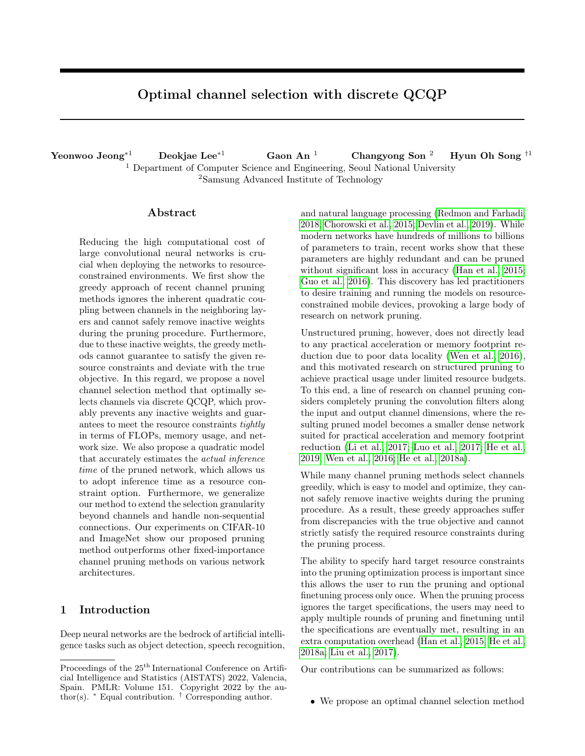# Optimal channel selection with discrete QCQP

**Yeonwoo Jeong***[1] **Deokjae Lee***[1] **Gaon An**[1] **Changyong Son**[2] **Hyun Oh Song**†[1]

[1] Department of Computer Science and Engineering, Seoul National University
[2] Samsung Advanced Institute of Technology

## Abstract

Reducing the high computational cost of large convolutional neural networks is crucial when deploying the networks to resource-constrained environments. We first show the greedy approach of recent channel pruning methods ignores the inherent quadratic coupling between channels in the neighboring layers and cannot safely remove inactive weights during the pruning procedure. Furthermore, due to these inactive weights, the greedy methods cannot guarantee to satisfy the given resource constraints and deviate with the true objective. In this regard, we propose a novel channel selection method that optimally selects channels via discrete QCQP, which provably prevents any inactive weights and guarantees to meet the resource constraints *tightly* in terms of FLOPs, memory usage, and network size. We also propose a quadratic model that accurately estimates the *actual inference time* of the pruned network, which allows us to adopt inference time as a resource constraint option. Furthermore, we generalize our method to extend the selection granularity beyond channels and handle non-sequential connections. Our experiments on CIFAR-10 and ImageNet show our proposed pruning method outperforms other fixed-importance channel pruning methods on various network architectures.

## 1 Introduction

Deep neural networks are the bedrock of artificial intelligence tasks such as object detection, speech recognition, and natural language processing (Redmon and Farhadi, 2018; Chorowski et al., 2015; Devlin et al., 2019). While modern networks have hundreds of millions to billions of parameters to train, recent works show that these parameters are highly redundant and can be pruned without significant loss in accuracy (Han et al., 2015; Guo et al., 2016). This discovery has led practitioners to desire training and running the models on resource-constrained mobile devices, provoking a large body of research on network pruning.

Unstructured pruning, however, does not directly lead to any practical acceleration or memory footprint reduction due to poor data locality (Wen et al., 2016), and this motivated research on structured pruning to achieve practical usage under limited resource budgets. To this end, a line of research on channel pruning considers completely pruning the convolution filters along the input and output channel dimensions, where the resulting pruned model becomes a smaller dense network suited for practical acceleration and memory footprint reduction (Li et al., 2017; Luo et al., 2017; He et al., 2019; Wen et al., 2016; He et al., 2018a).

While many channel pruning methods select channels greedily, which is easy to model and optimize, they cannot safely remove inactive weights during the pruning procedure. As a result, these greedy approaches suffer from discrepancies with the true objective and cannot strictly satisfy the required resource constraints during the pruning process.

The ability to specify hard target resource constraints into the pruning optimization process is important since this allows the user to run the pruning and optional finetuning process only once. When the pruning process ignores the target specifications, the users may need to apply multiple rounds of pruning and finetuning until the specifications are eventually met, resulting in an extra computation overhead (Han et al., 2015; He et al., 2018a; Liu et al., 2017).

Our contributions can be summarized as follows:

- We propose an optimal channel selection method

Proceedings of the 25th International Conference on Artificial Intelligence and Statistics (AISTATS) 2022, Valencia, Spain. PMLR: Volume 151. Copyright 2022 by the author(s). * Equal contribution. † Corresponding author.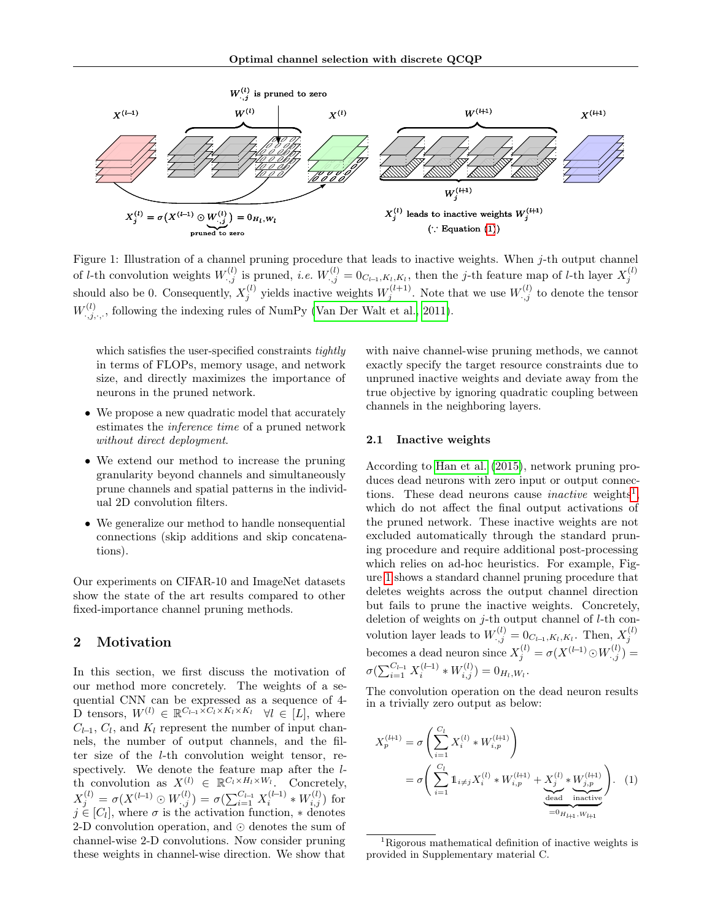Figure 1: Illustration of a channel pruning procedure that leads to inactive weights. When $j$-th output channel of $l$-th convolution weights $W^{(l)}_{\cdot,j}$ is pruned, *i.e.* $W^{(l)}_{\cdot,j} = 0_{C_{l-1},K_l,K_l}$, then the $j$-th feature map of $l$-th layer $X^{(l)}_j$ should also be 0. Consequently, $X^{(l)}_j$ yields inactive weights $W^{(l+1)}_j$. Note that we use $W^{(l)}_{\cdot,j}$ to denote the tensor $W^{(l)}_{\cdot,j,\cdot,\cdot}$, following the indexing rules of NumPy (Van Der Walt et al., 2011).

which satisfies the user-specified constraints *tightly* in terms of FLOPs, memory usage, and network size, and directly maximizes the importance of neurons in the pruned network.

- We propose a new quadratic model that accurately estimates the *inference time* of a pruned network *without direct deployment*.
- We extend our method to increase the pruning granularity beyond channels and simultaneously prune channels and spatial patterns in the individual 2D convolution filters.
- We generalize our method to handle nonsequential connections (skip additions and skip concatenations).

Our experiments on CIFAR-10 and ImageNet datasets show the state of the art results compared to other fixed-importance channel pruning methods.

## 2 Motivation

In this section, we first discuss the motivation of our method more concretely. The weights of a sequential CNN can be expressed as a sequence of 4-D tensors, $W^{(l)} \in \mathbb{R}^{C_{l-1}\times C_l \times K_l \times K_l} \quad \forall l \in [L]$, where $C_{l-1}$, $C_l$, and $K_l$ represent the number of input channels, the number of output channels, and the filter size of the $l$-th convolution weight tensor, respectively. We denote the feature map after the $l$-th convolution as $X^{(l)} \in \mathbb{R}^{C_l \times H_l \times W_l}$. Concretely, $X^{(l)}_j = \sigma(X^{(l-1)} \odot W^{(l)}_{\cdot,j}) = \sigma(\sum_{i=1}^{C_{l-1}} X^{(l-1)}_i * W^{(l)}_{i,j})$ for $j \in [C_l]$, where $\sigma$ is the activation function, $*$ denotes 2-D convolution operation, and $\odot$ denotes the sum of channel-wise 2-D convolutions. Now consider pruning these weights in channel-wise direction. We show that with naive channel-wise pruning methods, we cannot exactly specify the target resource constraints due to unpruned inactive weights and deviate away from the true objective by ignoring quadratic coupling between channels in the neighboring layers.

### 2.1 Inactive weights

According to Han et al. (2015), network pruning produces dead neurons with zero input or output connections. These dead neurons cause *inactive* weights[1], which do not affect the final output activations of the pruned network. These inactive weights are not excluded automatically through the standard pruning procedure and require additional post-processing which relies on ad-hoc heuristics. For example, Figure 1 shows a standard channel pruning procedure that deletes weights across the output channel direction but fails to prune the inactive weights. Concretely, deletion of weights on $j$-th output channel of $l$-th convolution layer leads to $W^{(l)}_{\cdot,j} = 0_{C_{l-1},K_l,K_l}$. Then, $X^{(l)}_j$ becomes a dead neuron since $X^{(l)}_j = \sigma(X^{(l-1)} \odot W^{(l)}_{\cdot,j}) = \sigma(\sum_{i=1}^{C_{l-1}} X^{(l-1)}_i * W^{(l)}_{i,j}) = 0_{H_l,W_l}$.

The convolution operation on the dead neuron results in a trivially zero output as below:

$$
\begin{aligned}
X^{(l+1)}_p &= \sigma\left(\sum_{i=1}^{C_l} X^{(l)}_i * W^{(l+1)}_{i,p}\right) \\
&= \sigma\left(\sum_{i=1}^{C_l} \mathbb{1}_{i\neq j} X^{(l)}_i * W^{(l+1)}_{i,p} + \underbrace{\underbrace{X^{(l)}_j}_{\text{dead}} * \underbrace{W^{(l+1)}_{j,p}}_{\text{inactive}}}_{=0_{H_{l+1},W_{l+1}}}\right). \quad (1)
\end{aligned}
$$

[1] Rigorous mathematical definition of inactive weights is provided in Supplementary material C.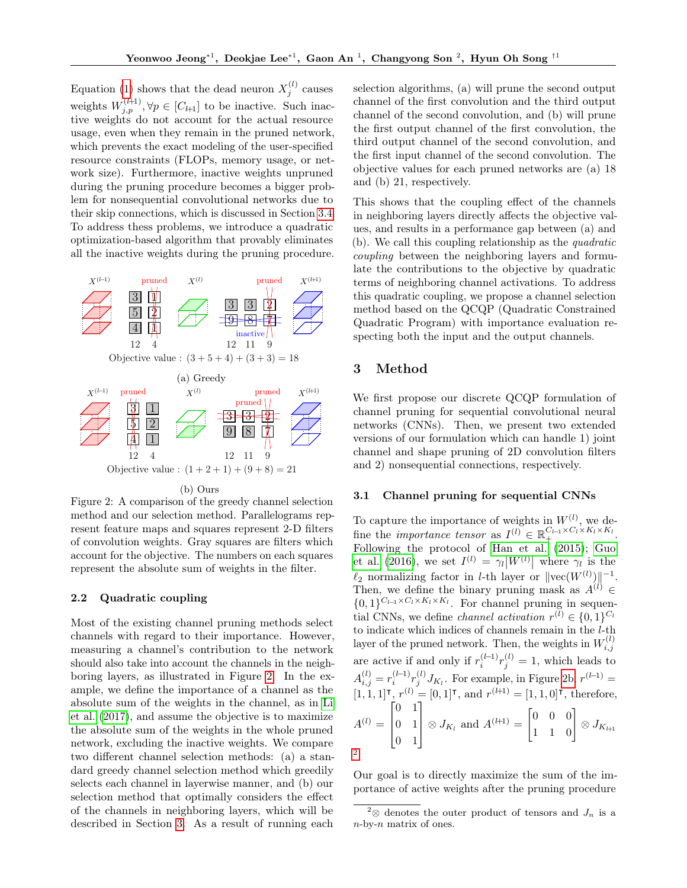Equation (1) shows that the dead neuron $X_j^{(l)}$ causes weights $W_{j,p}^{(l+1)}, \forall p \in [C_{l+1}]$ to be inactive. Such inactive weights do not account for the actual resource usage, even when they remain in the pruned network, which prevents the exact modeling of the user-specified resource constraints (FLOPs, memory usage, or network size). Furthermore, inactive weights unpruned during the pruning procedure becomes a bigger problem for nonsequential convolutional networks due to their skip connections, which is discussed in Section 3.4. To address thess problems, we introduce a quadratic optimization-based algorithm that provably eliminates all the inactive weights during the pruning procedure.

Objective value : $(3+5+4)+(3+3)=18$

(a) Greedy

Objective value : $(1+2+1)+(9+8)=21$

(b) Ours

Figure 2: A comparison of the greedy channel selection method and our selection method. Parallelograms represent feature maps and squares represent 2-D filters of convolution weights. Gray squares are filters which account for the objective. The numbers on each squares represent the absolute sum of weights in the filter.

### 2.2 Quadratic coupling

Most of the existing channel pruning methods select channels with regard to their importance. However, measuring a channel's contribution to the network should also take into account the channels in the neighboring layers, as illustrated in Figure 2. In the example, we define the importance of a channel as the absolute sum of the weights in the channel, as in Li et al. (2017), and assume the objective is to maximize the absolute sum of the weights in the whole pruned network, excluding the inactive weights. We compare two different channel selection methods: (a) a standard greedy channel selection method which greedily selects each channel in layerwise manner, and (b) our selection method that optimally considers the effect of the channels in neighboring layers, which will be described in Section 3. As a result of running each selection algorithms, (a) will prune the second output channel of the first convolution and the third output channel of the second convolution, and (b) will prune the first output channel of the first convolution, the third output channel of the second convolution, and the first input channel of the second convolution. The objective values for each pruned networks are (a) 18 and (b) 21, respectively.

This shows that the coupling effect of the channels in neighboring layers directly affects the objective values, and results in a performance gap between (a) and (b). We call this coupling relationship as the *quadratic coupling* between the neighboring layers and formulate the contributions to the objective by quadratic terms of neighboring channel activations. To address this quadratic coupling, we propose a channel selection method based on the QCQP (Quadratic Constrained Quadratic Program) with importance evaluation respecting both the input and the output channels.

## 3 Method

We first propose our discrete QCQP formulation of channel pruning for sequential convolutional neural networks (CNNs). Then, we present two extended versions of our formulation which can handle 1) joint channel and shape pruning of 2D convolution filters and 2) nonsequential connections, respectively.

### 3.1 Channel pruning for sequential CNNs

To capture the importance of weights in $W^{(l)}$, we define the *importance tensor* as $I^{(l)} \in \mathbb{R}_+^{C_{l-1}\times C_l \times K_l \times K_l}$. Following the protocol of Han et al. (2015); Guo et al. (2016), we set $I^{(l)} = \gamma_l \left|W^{(l)}\right|$ where $\gamma_l$ is the $\ell_2$ normalizing factor in $l$-th layer or $\|\text{vec}(W^{(l)})\|^{-1}$. Then, we define the binary pruning mask as $A^{(l)} \in \{0,1\}^{C_{l-1}\times C_l \times K_l \times K_l}$. For channel pruning in sequential CNNs, we define *channel activation* $r^{(l)} \in \{0,1\}^{C_l}$ to indicate which indices of channels remain in the $l$-th layer of the pruned network. Then, the weights in $W_{i,j}^{(l)}$ are active if and only if $r_i^{(l-1)} r_j^{(l)} = 1$, which leads to $A_{i,j}^{(l)} = r_i^{(l-1)} r_j^{(l)} J_{K_l}$. For example, in Figure 2b, $r^{(l-1)} = [1,1,1]^\intercal$, $r^{(l)} = [0,1]^\intercal$, and $r^{(l+1)} = [1,1,0]^\intercal$, therefore,

$$A^{(l)} = \begin{bmatrix} 0 & 1 \\ 0 & 1 \\ 0 & 1 \end{bmatrix} \otimes J_{K_l} \text{ and } A^{(l+1)} = \begin{bmatrix} 0 & 0 & 0 \\ 1 & 1 & 0 \end{bmatrix} \otimes J_{K_{l+1}}$$

[2]

Our goal is to directly maximize the sum of the importance of active weights after the pruning procedure

[2] $\otimes$ denotes the outer product of tensors and $J_n$ is a $n$-by-$n$ matrix of ones.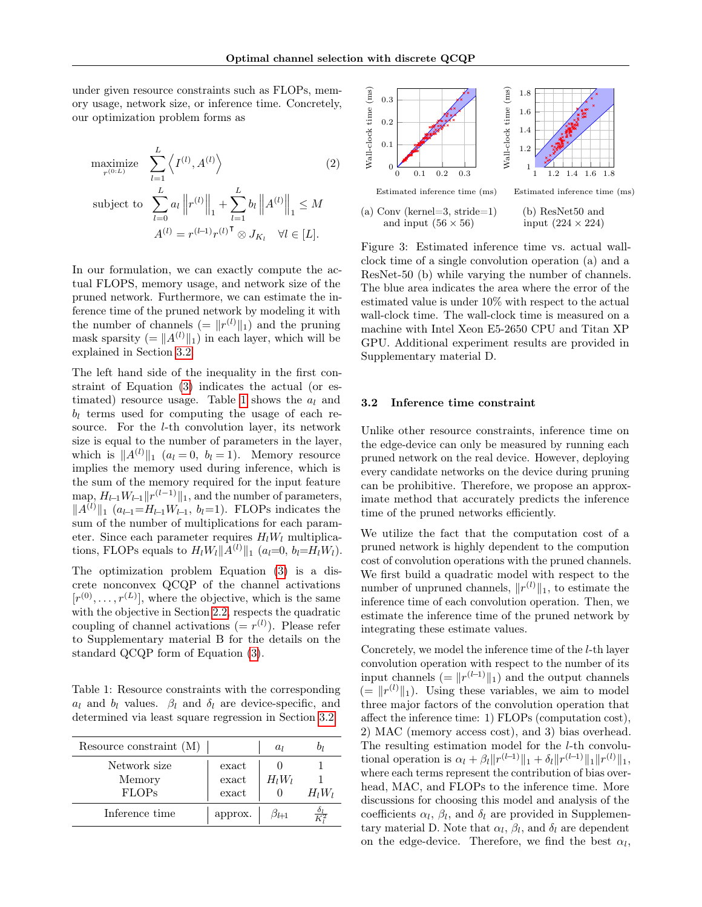under given resource constraints such as FLOPs, memory usage, network size, or inference time. Concretely, our optimization problem forms as

$$
\begin{aligned}
\underset{r^{(0:L)}}{\text{maximize}} \quad & \sum_{l=1}^{L} \left\langle I^{(l)}, A^{(l)} \right\rangle \\
\text{subject to} \quad & \sum_{l=0}^{L} a_l \left\| r^{(l)} \right\|_1 + \sum_{l=1}^{L} b_l \left\| A^{(l)} \right\|_1 \leq M \\
& A^{(l)} = r^{(l-1)} r^{(l)\intercal} \otimes J_{K_l} \quad \forall l \in [L].
\end{aligned} \tag{2}
$$

In our formulation, we can exactly compute the actual FLOPS, memory usage, and network size of the pruned network. Furthermore, we can estimate the inference time of the pruned network by modeling it with the number of channels ($= \|r^{(l)}\|_1$) and the pruning mask sparsity ($= \|A^{(l)}\|_1$) in each layer, which will be explained in Section 3.2.

The left hand side of the inequality in the first constraint of Equation (3) indicates the actual (or estimated) resource usage. Table 1 shows the $a_l$ and $b_l$ terms used for computing the usage of each resource. For the $l$-th convolution layer, its network size is equal to the number of parameters in the layer, which is $\|A^{(l)}\|_1$ ($a_l = 0$, $b_l = 1$). Memory resource implies the memory used during inference, which is the sum of the memory required for the input feature map, $H_{l-1}W_{l-1}\|r^{(l-1)}\|_1$, and the number of parameters, $\|A^{(l)}\|_1$ ($a_{l-1}{=}H_{l-1}W_{l-1}$, $b_l{=}1$). FLOPs indicates the sum of the number of multiplications for each parameter. Since each parameter requires $H_l W_l$ multiplications, FLOPs equals to $H_l W_l \|A^{(l)}\|_1$ ($a_l{=}0$, $b_l{=}H_l W_l$).

The optimization problem Equation (3) is a discrete nonconvex QCQP of the channel activations $[r^{(0)}, \ldots, r^{(L)}]$, where the objective, which is the same with the objective in Section 2.2, respects the quadratic coupling of channel activations ($= r^{(l)}$). Please refer to Supplementary material B for the details on the standard QCQP form of Equation (3).

Table 1: Resource constraints with the corresponding $a_l$ and $b_l$ values. $\beta_l$ and $\delta_l$ are device-specific, and determined via least square regression in Section 3.2.

| Resource constraint (M) | | $a_l$ | $b_l$ |
|---|---|---|---|
| Network size | exact | $0$ | $1$ |
| Memory | exact | $H_l W_l$ | $1$ |
| FLOPs | exact | $0$ | $H_l W_l$ |
| Inference time | approx. | $\beta_{l+1}$ | $\frac{\delta_l}{K_l^2}$ |

(a) Conv (kernel=3, stride=1) and input (56 × 56)

(b) ResNet50 and input (224 × 224)

Figure 3: Estimated inference time vs. actual wall-clock time of a single convolution operation (a) and a ResNet-50 (b) while varying the number of channels. The blue area indicates the area where the error of the estimated value is under 10% with respect to the actual wall-clock time. The wall-clock time is measured on a machine with Intel Xeon E5-2650 CPU and Titan XP GPU. Additional experiment results are provided in Supplementary material D.

### 3.2 Inference time constraint

Unlike other resource constraints, inference time on the edge-device can only be measured by running each pruned network on the real device. However, deploying every candidate networks on the device during pruning can be prohibitive. Therefore, we propose an approximate method that accurately predicts the inference time of the pruned networks efficiently.

We utilize the fact that the computation cost of a pruned network is highly dependent to the compution cost of convolution operations with the pruned channels. We first build a quadratic model with respect to the number of unpruned channels, $\|r^{(l)}\|_1$, to estimate the inference time of each convolution operation. Then, we estimate the inference time of the pruned network by integrating these estimate values.

Concretely, we model the inference time of the $l$-th layer convolution operation with respect to the number of its input channels ($= \|r^{(l-1)}\|_1$) and the output channels ($= \|r^{(l)}\|_1$). Using these variables, we aim to model three major factors of the convolution operation that affect the inference time: 1) FLOPs (computation cost), 2) MAC (memory access cost), and 3) bias overhead. The resulting estimation model for the $l$-th convolutional operation is $\alpha_l + \beta_l \|r^{(l-1)}\|_1 + \delta_l \|r^{(l-1)}\|_1 \|r^{(l)}\|_1$, where each terms represent the contribution of bias overhead, MAC, and FLOPs to the inference time. More discussions for choosing this model and analysis of the coefficients $\alpha_l$, $\beta_l$, and $\delta_l$ are provided in Supplementary material D. Note that $\alpha_l$, $\beta_l$, and $\delta_l$ are dependent on the edge-device. Therefore, we find the best $\alpha_l$,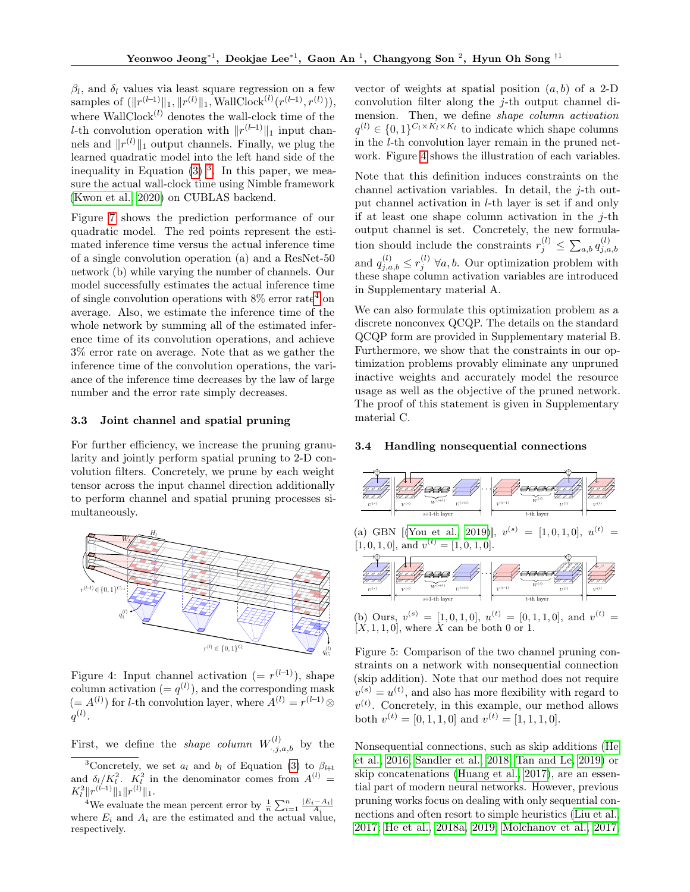$\beta_l$, and $\delta_l$ values via least square regression on a few samples of $(\|r^{(l-1)}\|_1, \|r^{(l)}\|_1, \text{WallClock}^{(l)}(r^{(l-1)}, r^{(l)}))$, where $\text{WallClock}^{(l)}$ denotes the wall-clock time of the $l$-th convolution operation with $\|r^{(l-1)}\|_1$ input channels and $\|r^{(l)}\|_1$ output channels. Finally, we plug the learned quadratic model into the left hand side of the inequality in Equation (3) [3]. In this paper, we measure the actual wall-clock time using Nimble framework (Kwon et al., 2020) on CUBLAS backend.

Figure 7 shows the prediction performance of our quadratic model. The red points represent the estimated inference time versus the actual inference time of a single convolution operation (a) and a ResNet-50 network (b) while varying the number of channels. Our model successfully estimates the actual inference time of single convolution operations with 8% error rate[4] on average. Also, we estimate the inference time of the whole network by summing all of the estimated inference time of its convolution operations, and achieve 3% error rate on average. Note that as we gather the inference time of the convolution operations, the variance of the inference time decreases by the law of large number and the error rate simply decreases.

### 3.3 Joint channel and spatial pruning

For further efficiency, we increase the pruning granularity and jointly perform spatial pruning to 2-D convolution filters. Concretely, we prune by each weight tensor across the input channel direction additionally to perform channel and spatial pruning processes simultaneously.

Figure 4: Input channel activation ($= r^{(l-1)}$), shape column activation ($= q^{(l)}$), and the corresponding mask ($= A^{(l)}$) for $l$-th convolution layer, where $A^{(l)} = r^{(l-1)} \otimes q^{(l)}$.

First, we define the *shape column* $W^{(l)}_{\cdot,j,a,b}$ by the vector of weights at spatial position $(a, b)$ of a 2-D convolution filter along the $j$-th output channel dimension. Then, we define *shape column activation* $q^{(l)} \in \{0,1\}^{C_l \times K_l \times K_l}$ to indicate which shape columns in the $l$-th convolution layer remain in the pruned network. Figure 4 shows the illustration of each variables.

Note that this definition induces constraints on the channel activation variables. In detail, the $j$-th output channel activation in $l$-th layer is set if and only if at least one shape column activation in the $j$-th output channel is set. Concretely, the new formulation should include the constraints $r^{(l)}_j \leq \sum_{a,b} q^{(l)}_{j,a,b}$ and $q^{(l)}_{j,a,b} \leq r^{(l)}_j \ \forall a, b$. Our optimization problem with these shape column activation variables are introduced in Supplementary material A.

We can also formulate this optimization problem as a discrete nonconvex QCQP. The details on the standard QCQP form are provided in Supplementary material B. Furthermore, we show that the constraints in our optimization problems provably eliminate any unpruned inactive weights and accurately model the resource usage as well as the objective of the pruned network. The proof of this statement is given in Supplementary material C.

### 3.4 Handling nonsequential connections

(a) GBN [(You et al., 2019)], $v^{(s)} = [1, 0, 1, 0]$, $u^{(t)} = [1, 0, 1, 0]$, and $v^{(t)} = [1, 0, 1, 0]$.

(b) Ours, $v^{(s)} = [1, 0, 1, 0]$, $u^{(t)} = [0, 1, 1, 0]$, and $v^{(t)} = [X, 1, 1, 0]$, where $X$ can be both 0 or 1.

Figure 5: Comparison of the two channel pruning constraints on a network with nonsequential connection (skip addition). Note that our method does not require $v^{(s)} = u^{(t)}$, and also has more flexibility with regard to $v^{(t)}$. Concretely, in this example, our method allows both $v^{(t)} = [0, 1, 1, 0]$ and $v^{(t)} = [1, 1, 1, 0]$.

Nonsequential connections, such as skip additions (He et al., 2016; Sandler et al., 2018; Tan and Le, 2019) or skip concatenations (Huang et al., 2017), are an essential part of modern neural networks. However, previous pruning works focus on dealing with only sequential connections and often resort to simple heuristics (Liu et al., 2017; He et al., 2018a, 2019; Molchanov et al., 2017,

[3] Concretely, we set $a_l$ and $b_l$ of Equation (3) to $\beta_{l+1}$ and $\delta_l / K_l^2$. $K_l^2$ in the denominator comes from $A^{(l)} = K_l^2 \|r^{(l-1)}\|_1 \|r^{(l)}\|_1$.

[4] We evaluate the mean percent error by $\frac{1}{n}\sum_{i=1}^{n} \frac{|E_i - A_i|}{A_i}$ where $E_i$ and $A_i$ are the estimated and the actual value, respectively.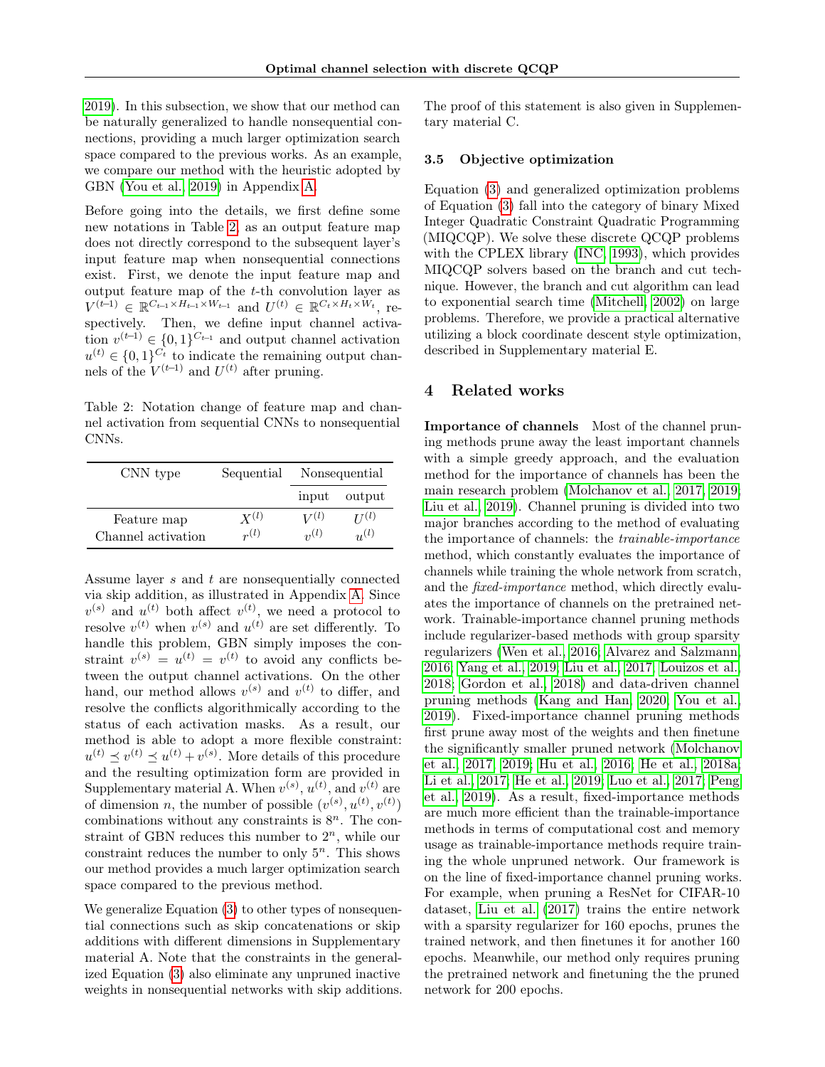2019). In this subsection, we show that our method can be naturally generalized to handle nonsequential connections, providing a much larger optimization search space compared to the previous works. As an example, we compare our method with the heuristic adopted by GBN (You et al., 2019) in Appendix A.

Before going into the details, we first define some new notations in Table 2, as an output feature map does not directly correspond to the subsequent layer's input feature map when nonsequential connections exist. First, we denote the input feature map and output feature map of the $t$-th convolution layer as $V^{(t-1)} \in \mathbb{R}^{C_{t-1} \times H_{t-1} \times W_{t-1}}$ and $U^{(t)} \in \mathbb{R}^{C_t \times H_t \times W_t}$, respectively. Then, we define input channel activation $v^{(t-1)} \in \{0,1\}^{C_{t-1}}$ and output channel activation $u^{(t)} \in \{0,1\}^{C_t}$ to indicate the remaining output channels of the $V^{(t-1)}$ and $U^{(t)}$ after pruning.

Table 2: Notation change of feature map and channel activation from sequential CNNs to nonsequential CNNs.

| CNN type | Sequential | Nonsequential | |
|---|---|---|---|
| | | input | output |
| Feature map | $X^{(l)}$ | $V^{(l)}$ | $U^{(l)}$ |
| Channel activation | $r^{(l)}$ | $v^{(l)}$ | $u^{(l)}$ |

Assume layer $s$ and $t$ are nonsequentially connected via skip addition, as illustrated in Appendix A. Since $v^{(s)}$ and $u^{(t)}$ both affect $v^{(t)}$, we need a protocol to resolve $v^{(t)}$ when $v^{(s)}$ and $u^{(t)}$ are set differently. To handle this problem, GBN simply imposes the constraint $v^{(s)} = u^{(t)} = v^{(t)}$ to avoid any conflicts between the output channel activations. On the other hand, our method allows $v^{(s)}$ and $v^{(t)}$ to differ, and resolve the conflicts algorithmically according to the status of each activation masks. As a result, our method is able to adopt a more flexible constraint: $u^{(t)} \preceq v^{(t)} \preceq u^{(t)} + v^{(s)}$. More details of this procedure and the resulting optimization form are provided in Supplementary material A. When $v^{(s)}$, $u^{(t)}$, and $v^{(t)}$ are of dimension $n$, the number of possible $(v^{(s)}, u^{(t)}, v^{(t)})$ combinations without any constraints is $8^n$. The constraint of GBN reduces this number to $2^n$, while our constraint reduces the number to only $5^n$. This shows our method provides a much larger optimization search space compared to the previous method.

We generalize Equation (3) to other types of nonsequential connections such as skip concatenations or skip additions with different dimensions in Supplementary material A. Note that the constraints in the generalized Equation (3) also eliminate any unpruned inactive weights in nonsequential networks with skip additions. The proof of this statement is also given in Supplementary material C.

### 3.5 Objective optimization

Equation (3) and generalized optimization problems of Equation (3) fall into the category of binary Mixed Integer Quadratic Constraint Quadratic Programming (MIQCQP). We solve these discrete QCQP problems with the CPLEX library (INC, 1993), which provides MIQCQP solvers based on the branch and cut technique. However, the branch and cut algorithm can lead to exponential search time (Mitchell, 2002) on large problems. Therefore, we provide a practical alternative utilizing a block coordinate descent style optimization, described in Supplementary material E.

## 4 Related works

**Importance of channels** Most of the channel pruning methods prune away the least important channels with a simple greedy approach, and the evaluation method for the importance of channels has been the main research problem (Molchanov et al., 2017, 2019; Liu et al., 2019). Channel pruning is divided into two major branches according to the method of evaluating the importance of channels: the *trainable-importance* method, which constantly evaluates the importance of channels while training the whole network from scratch, and the *fixed-importance* method, which directly evaluates the importance of channels on the pretrained network. Trainable-importance channel pruning methods include regularizer-based methods with group sparsity regularizers (Wen et al., 2016; Alvarez and Salzmann, 2016; Yang et al., 2019; Liu et al., 2017; Louizos et al., 2018; Gordon et al., 2018) and data-driven channel pruning methods (Kang and Han, 2020; You et al., 2019). Fixed-importance channel pruning methods first prune away most of the weights and then finetune the significantly smaller pruned network (Molchanov et al., 2017, 2019; Hu et al., 2016; He et al., 2018a; Li et al., 2017; He et al., 2019; Luo et al., 2017; Peng et al., 2019). As a result, fixed-importance methods are much more efficient than the trainable-importance methods in terms of computational cost and memory usage as trainable-importance methods require training the whole unpruned network. Our framework is on the line of fixed-importance channel pruning works. For example, when pruning a ResNet for CIFAR-10 dataset, Liu et al. (2017) trains the entire network with a sparsity regularizer for 160 epochs, prunes the trained network, and then finetunes it for another 160 epochs. Meanwhile, our method only requires pruning the pretrained network and finetuning the the pruned network for 200 epochs.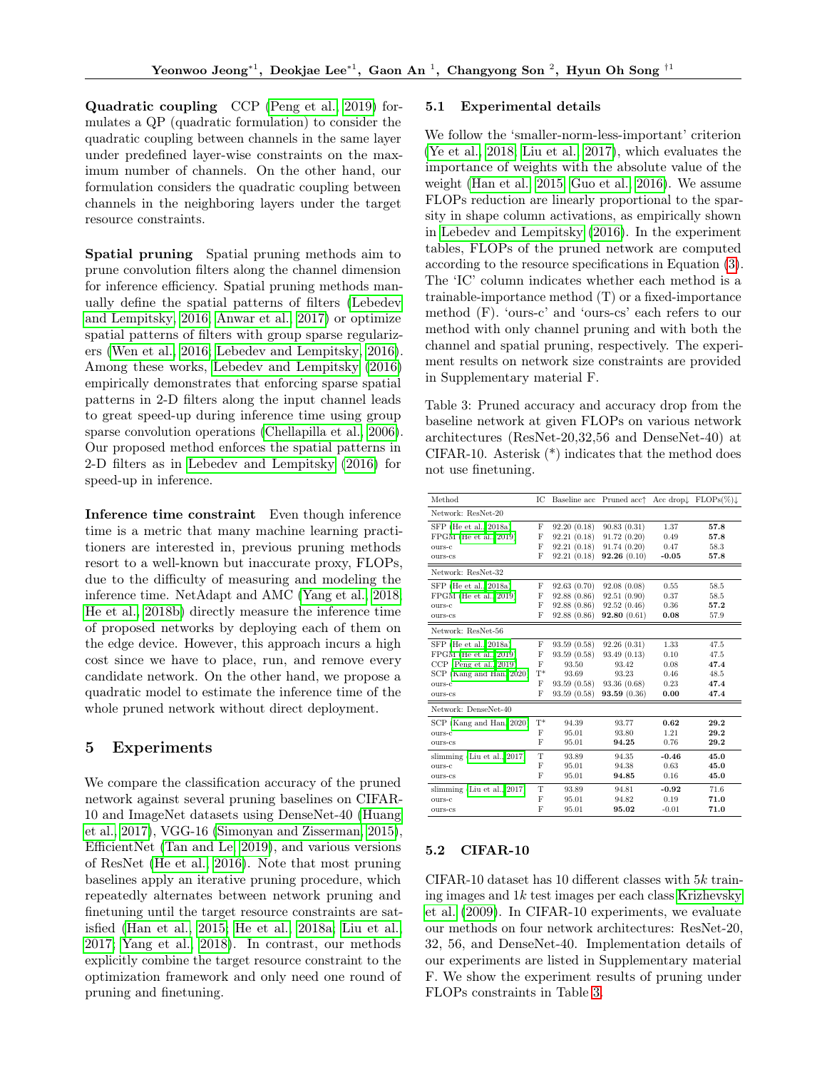**Quadratic coupling** CCP (Peng et al., 2019) formulates a QP (quadratic formulation) to consider the quadratic coupling between channels in the same layer under predefined layer-wise constraints on the maximum number of channels. On the other hand, our formulation considers the quadratic coupling between channels in the neighboring layers under the target resource constraints.

**Spatial pruning** Spatial pruning methods aim to prune convolution filters along the channel dimension for inference efficiency. Spatial pruning methods manually define the spatial patterns of filters (Lebedev and Lempitsky, 2016; Anwar et al., 2017) or optimize spatial patterns of filters with group sparse regularizers (Wen et al., 2016; Lebedev and Lempitsky, 2016). Among these works, Lebedev and Lempitsky (2016) empirically demonstrates that enforcing sparse spatial patterns in 2-D filters along the input channel leads to great speed-up during inference time using group sparse convolution operations (Chellapilla et al., 2006). Our proposed method enforces the spatial patterns in 2-D filters as in Lebedev and Lempitsky (2016) for speed-up in inference.

**Inference time constraint** Even though inference time is a metric that many machine learning practitioners are interested in, previous pruning methods resort to a well-known but inaccurate proxy, FLOPs, due to the difficulty of measuring and modeling the inference time. NetAdapt and AMC (Yang et al., 2018; He et al., 2018b) directly measure the inference time of proposed networks by deploying each of them on the edge device. However, this approach incurs a high cost since we have to place, run, and remove every candidate network. On the other hand, we propose a quadratic model to estimate the inference time of the whole pruned network without direct deployment.

## 5 Experiments

We compare the classification accuracy of the pruned network against several pruning baselines on CIFAR-10 and ImageNet datasets using DenseNet-40 (Huang et al., 2017), VGG-16 (Simonyan and Zisserman, 2015), EfficientNet (Tan and Le, 2019), and various versions of ResNet (He et al., 2016). Note that most pruning baselines apply an iterative pruning procedure, which repeatedly alternates between network pruning and finetuning until the target resource constraints are satisfied (Han et al., 2015; He et al., 2018a; Liu et al., 2017; Yang et al., 2018). In contrast, our methods explicitly combine the target resource constraint to the optimization framework and only need one round of pruning and finetuning.

### 5.1 Experimental details

We follow the 'smaller-norm-less-important' criterion (Ye et al., 2018; Liu et al., 2017), which evaluates the importance of weights with the absolute value of the weight (Han et al., 2015; Guo et al., 2016). We assume FLOPs reduction are linearly proportional to the sparsity in shape column activations, as empirically shown in Lebedev and Lempitsky (2016). In the experiment tables, FLOPs of the pruned network are computed according to the resource specifications in Equation (3). The 'IC' column indicates whether each method is a trainable-importance method (T) or a fixed-importance method (F). 'ours-c' and 'ours-cs' each refers to our method with only channel pruning and with both the channel and spatial pruning, respectively. The experiment results on network size constraints are provided in Supplementary material F.

Table 3: Pruned accuracy and accuracy drop from the baseline network at given FLOPs on various network architectures (ResNet-20,32,56 and DenseNet-40) at CIFAR-10. Asterisk (*) indicates that the method does not use finetuning.

| Method | IC | Baseline acc | Pruned acc↑ | Acc drop↓ | FLOPs(%)↓ |
|---|---|---|---|---|---|
| Network: ResNet-20 | | | | | |
| SFP (He et al., 2018a) | F | 92.20 (0.18) | 90.83 (0.31) | 1.37 | **57.8** |
| FPGM (He et al., 2019) | F | 92.21 (0.18) | 91.72 (0.20) | 0.49 | **57.8** |
| ours-c | F | 92.21 (0.18) | 91.74 (0.20) | 0.47 | 58.3 |
| ours-cs | F | 92.21 (0.18) | **92.26** (0.10) | **-0.05** | **57.8** |
| Network: ResNet-32 | | | | | |
| SFP (He et al., 2018a) | F | 92.63 (0.70) | 92.08 (0.08) | 0.55 | 58.5 |
| FPGM (He et al., 2019) | F | 92.88 (0.86) | 92.51 (0.90) | 0.37 | 58.5 |
| ours-c | F | 92.88 (0.86) | 92.52 (0.46) | 0.36 | **57.2** |
| ours-cs | F | 92.88 (0.86) | **92.80** (0.61) | **0.08** | 57.9 |
| Network: ResNet-56 | | | | | |
| SFP (He et al., 2018a) | F | 93.59 (0.58) | 92.26 (0.31) | 1.33 | 47.5 |
| FPGM (He et al., 2019) | F | 93.59 (0.58) | 93.49 (0.13) | 0.10 | 47.5 |
| CCP (Peng et al., 2019) | F | 93.50 | 93.42 | 0.08 | **47.4** |
| SCP (Kang and Han, 2020) | T* | 93.69 | 93.23 | 0.46 | 48.5 |
| ours-c | F | 93.59 (0.58) | 93.36 (0.68) | 0.23 | **47.4** |
| ours-cs | F | 93.59 (0.58) | **93.59** (0.36) | **0.00** | **47.4** |
| Network: DenseNet-40 | | | | | |
| SCP (Kang and Han, 2020) | T* | 94.39 | 93.77 | **0.62** | **29.2** |
| ours-c | F | 95.01 | 93.80 | 1.21 | **29.2** |
| ours-cs | F | 95.01 | **94.25** | 0.76 | **29.2** |
| slimming (Liu et al., 2017) | T | 93.89 | 94.35 | **-0.46** | **45.0** |
| ours-c | F | 95.01 | 94.38 | 0.63 | **45.0** |
| ours-cs | F | 95.01 | **94.85** | 0.16 | **45.0** |
| slimming (Liu et al., 2017) | T | 93.89 | 94.81 | **-0.92** | 71.6 |
| ours-c | F | 95.01 | 94.82 | 0.19 | **71.0** |
| ours-cs | F | 95.01 | **95.02** | -0.01 | **71.0** |

### 5.2 CIFAR-10

CIFAR-10 dataset has 10 different classes with $5k$ training images and $1k$ test images per each class Krizhevsky et al. (2009). In CIFAR-10 experiments, we evaluate our methods on four network architectures: ResNet-20, 32, 56, and DenseNet-40. Implementation details of our experiments are listed in Supplementary material F. We show the experiment results of pruning under FLOPs constraints in Table 3.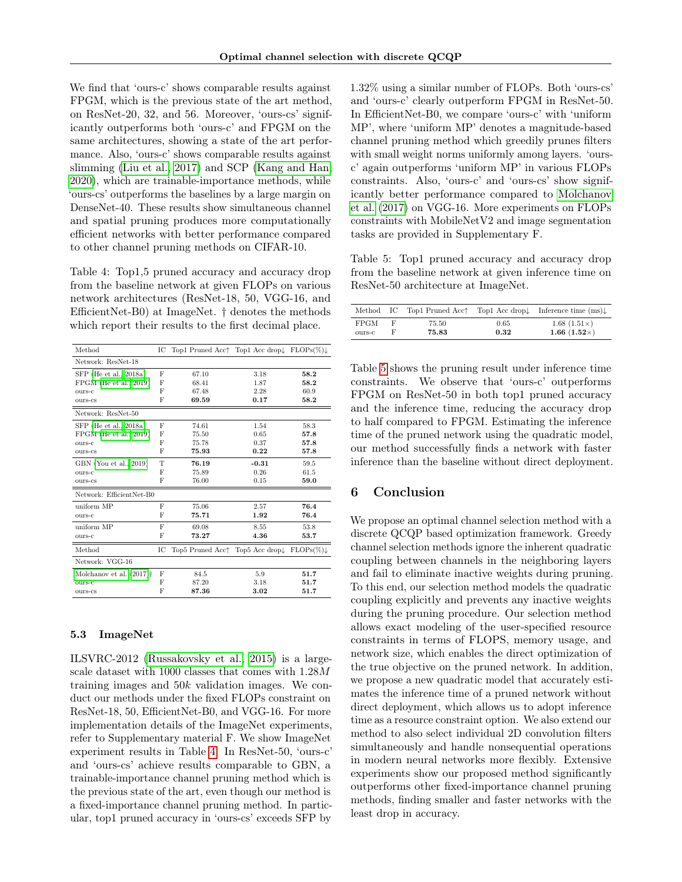We find that 'ours-c' shows comparable results against FPGM, which is the previous state of the art method, on ResNet-20, 32, and 56. Moreover, 'ours-cs' significantly outperforms both 'ours-c' and FPGM on the same architectures, showing a state of the art performance. Also, 'ours-c' shows comparable results against slimming (Liu et al., 2017) and SCP (Kang and Han, 2020), which are trainable-importance methods, while 'ours-cs' outperforms the baselines by a large margin on DenseNet-40. These results show simultaneous channel and spatial pruning produces more computationally efficient networks with better performance compared to other channel pruning methods on CIFAR-10.

Table 4: Top1,5 pruned accuracy and accuracy drop from the baseline network at given FLOPs on various network architectures (ResNet-18, 50, VGG-16, and EfficientNet-B0) at ImageNet. † denotes the methods which report their results to the first decimal place.

| Method | IC | Top1 Pruned Acc↑ | Top1 Acc drop↓ | FLOPs(%)↓ |
|---|---|---|---|---|
| Network: ResNet-18 | | | | |
| SFP (He et al., 2018a) | F | 67.10 | 3.18 | **58.2** |
| FPGM (He et al., 2019) | F | 68.41 | 1.87 | **58.2** |
| ours-c | F | 67.48 | 2.28 | 60.9 |
| ours-cs | F | **69.59** | **0.17** | **58.2** |
| Network: ResNet-50 | | | | |
| SFP (He et al., 2018a) | F | 74.61 | 1.54 | 58.3 |
| FPGM (He et al., 2019) | F | 75.50 | 0.65 | **57.8** |
| ours-c | F | 75.78 | 0.37 | **57.8** |
| ours-cs | F | **75.93** | **0.22** | **57.8** |
| GBN (You et al., 2019) | T | **76.19** | **-0.31** | 59.5 |
| ours-c | F | 75.89 | 0.26 | 61.5 |
| ours-cs | F | 76.00 | 0.15 | **59.0** |
| Network: EfficientNet-B0 | | | | |
| uniform MP | F | 75.06 | 2.57 | **76.4** |
| ours-c | F | **75.71** | **1.92** | **76.4** |
| uniform MP | F | 69.08 | 8.55 | 53.8 |
| ours-c | F | **73.27** | **4.36** | **53.7** |
| **Method** | **IC** | **Top5 Pruned Acc↑** | **Top5 Acc drop↓** | **FLOPs(%)↓** |
| Network: VGG-16 | | | | |
| Molchanov et al. (2017)† | F | 84.5 | 5.9 | **51.7** |
| ours-c | F | 87.20 | 3.18 | **51.7** |
| ours-cs | F | **87.36** | **3.02** | **51.7** |

### 5.3 ImageNet

ILSVRC-2012 (Russakovsky et al., 2015) is a large-scale dataset with 1000 classes that comes with $1.28M$ training images and $50k$ validation images. We conduct our methods under the fixed FLOPs constraint on ResNet-18, 50, EfficientNet-B0, and VGG-16. For more implementation details of the ImageNet experiments, refer to Supplementary material F. We show ImageNet experiment results in Table 4. In ResNet-50, 'ours-c' and 'ours-cs' achieve results comparable to GBN, a trainable-importance channel pruning method which is the previous state of the art, even though our method is a fixed-importance channel pruning method. In particular, top1 pruned accuracy in 'ours-cs' exceeds SFP by 1.32% using a similar number of FLOPs. Both 'ours-cs' and 'ours-c' clearly outperform FPGM in ResNet-50. In EfficientNet-B0, we compare 'ours-c' with 'uniform MP', where 'uniform MP' denotes a magnitude-based channel pruning method which greedily prunes filters with small weight norms uniformly among layers. 'ours-c' again outperforms 'uniform MP' in various FLOPs constraints. Also, 'ours-c' and 'ours-cs' show significantly better performance compared to Molchanov et al. (2017) on VGG-16. More experiments on FLOPs constraints with MobileNetV2 and image segmentation tasks are provided in Supplementary F.

Table 5: Top1 pruned accuracy and accuracy drop from the baseline network at given inference time on ResNet-50 architecture at ImageNet.

| Method | IC | Top1 Pruned Acc↑ | Top1 Acc drop↓ | Inference time (ms)↓ |
|---|---|---|---|---|
| FPGM | F | 75.50 | 0.65 | 1.68 (1.51×) |
| ours-c | F | **75.83** | **0.32** | **1.66 (1.52×)** |

Table 5 shows the pruning result under inference time constraints. We observe that 'ours-c' outperforms FPGM on ResNet-50 in both top1 pruned accuracy and the inference time, reducing the accuracy drop to half compared to FPGM. Estimating the inference time of the pruned network using the quadratic model, our method successfully finds a network with faster inference than the baseline without direct deployment.

## 6 Conclusion

We propose an optimal channel selection method with a discrete QCQP based optimization framework. Greedy channel selection methods ignore the inherent quadratic coupling between channels in the neighboring layers and fail to eliminate inactive weights during pruning. To this end, our selection method models the quadratic coupling explicitly and prevents any inactive weights during the pruning procedure. Our selection method allows exact modeling of the user-specified resource constraints in terms of FLOPS, memory usage, and network size, which enables the direct optimization of the true objective on the pruned network. In addition, we propose a new quadratic model that accurately estimates the inference time of a pruned network without direct deployment, which allows us to adopt inference time as a resource constraint option. We also extend our method to also select individual 2D convolution filters simultaneously and handle nonsequential operations in modern neural networks more flexibly. Extensive experiments show our proposed method significantly outperforms other fixed-importance channel pruning methods, finding smaller and faster networks with the least drop in accuracy.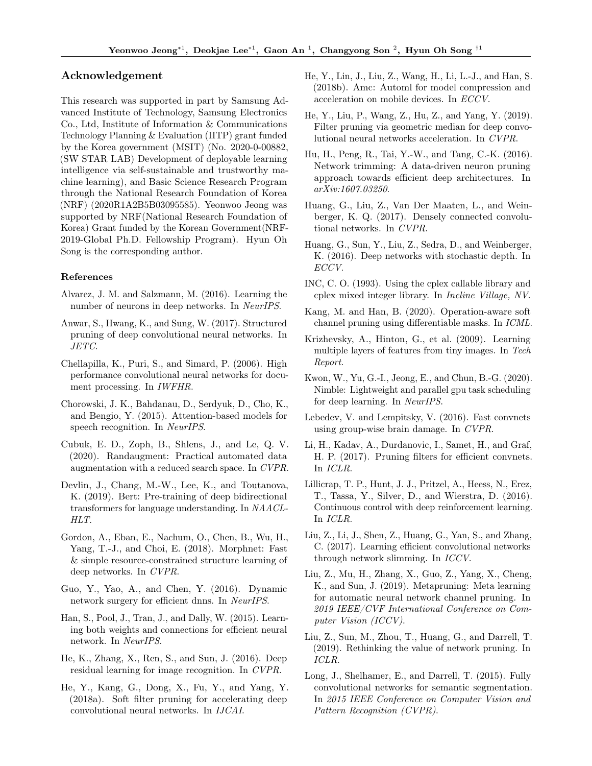## Acknowledgement

This research was supported in part by Samsung Advanced Institute of Technology, Samsung Electronics Co., Ltd, Institute of Information & Communications Technology Planning & Evaluation (IITP) grant funded by the Korea government (MSIT) (No. 2020-0-00882, (SW STAR LAB) Development of deployable learning intelligence via self-sustainable and trustworthy machine learning), and Basic Science Research Program through the National Research Foundation of Korea (NRF) (2020R1A2B5B03095585). Yeonwoo Jeong was supported by NRF(National Research Foundation of Korea) Grant funded by the Korean Government(NRF-2019-Global Ph.D. Fellowship Program). Hyun Oh Song is the corresponding author.

### References

Alvarez, J. M. and Salzmann, M. (2016). Learning the number of neurons in deep networks. In *NeurIPS*.

Anwar, S., Hwang, K., and Sung, W. (2017). Structured pruning of deep convolutional neural networks. In *JETC*.

Chellapilla, K., Puri, S., and Simard, P. (2006). High performance convolutional neural networks for document processing. In *IWFHR*.

Chorowski, J. K., Bahdanau, D., Serdyuk, D., Cho, K., and Bengio, Y. (2015). Attention-based models for speech recognition. In *NeurIPS*.

Cubuk, E. D., Zoph, B., Shlens, J., and Le, Q. V. (2020). Randaugment: Practical automated data augmentation with a reduced search space. In *CVPR*.

Devlin, J., Chang, M.-W., Lee, K., and Toutanova, K. (2019). Bert: Pre-training of deep bidirectional transformers for language understanding. In *NAACL-HLT*.

Gordon, A., Eban, E., Nachum, O., Chen, B., Wu, H., Yang, T.-J., and Choi, E. (2018). Morphnet: Fast & simple resource-constrained structure learning of deep networks. In *CVPR*.

Guo, Y., Yao, A., and Chen, Y. (2016). Dynamic network surgery for efficient dnns. In *NeurIPS*.

Han, S., Pool, J., Tran, J., and Dally, W. (2015). Learning both weights and connections for efficient neural network. In *NeurIPS*.

He, K., Zhang, X., Ren, S., and Sun, J. (2016). Deep residual learning for image recognition. In *CVPR*.

He, Y., Kang, G., Dong, X., Fu, Y., and Yang, Y. (2018a). Soft filter pruning for accelerating deep convolutional neural networks. In *IJCAI*.

He, Y., Lin, J., Liu, Z., Wang, H., Li, L.-J., and Han, S. (2018b). Amc: Automl for model compression and acceleration on mobile devices. In *ECCV*.

He, Y., Liu, P., Wang, Z., Hu, Z., and Yang, Y. (2019). Filter pruning via geometric median for deep convolutional neural networks acceleration. In *CVPR*.

Hu, H., Peng, R., Tai, Y.-W., and Tang, C.-K. (2016). Network trimming: A data-driven neuron pruning approach towards efficient deep architectures. In *arXiv:1607.03250*.

Huang, G., Liu, Z., Van Der Maaten, L., and Weinberger, K. Q. (2017). Densely connected convolutional networks. In *CVPR*.

Huang, G., Sun, Y., Liu, Z., Sedra, D., and Weinberger, K. (2016). Deep networks with stochastic depth. In *ECCV*.

INC, C. O. (1993). Using the cplex callable library and cplex mixed integer library. In *Incline Village, NV*.

Kang, M. and Han, B. (2020). Operation-aware soft channel pruning using differentiable masks. In *ICML*.

Krizhevsky, A., Hinton, G., et al. (2009). Learning multiple layers of features from tiny images. In *Tech Report*.

Kwon, W., Yu, G.-I., Jeong, E., and Chun, B.-G. (2020). Nimble: Lightweight and parallel gpu task scheduling for deep learning. In *NeurIPS*.

Lebedev, V. and Lempitsky, V. (2016). Fast convnets using group-wise brain damage. In *CVPR*.

Li, H., Kadav, A., Durdanovic, I., Samet, H., and Graf, H. P. (2017). Pruning filters for efficient convnets. In *ICLR*.

Lillicrap, T. P., Hunt, J. J., Pritzel, A., Heess, N., Erez, T., Tassa, Y., Silver, D., and Wierstra, D. (2016). Continuous control with deep reinforcement learning. In *ICLR*.

Liu, Z., Li, J., Shen, Z., Huang, G., Yan, S., and Zhang, C. (2017). Learning efficient convolutional networks through network slimming. In *ICCV*.

Liu, Z., Mu, H., Zhang, X., Guo, Z., Yang, X., Cheng, K., and Sun, J. (2019). Metapruning: Meta learning for automatic neural network channel pruning. In *2019 IEEE/CVF International Conference on Computer Vision (ICCV)*.

Liu, Z., Sun, M., Zhou, T., Huang, G., and Darrell, T. (2019). Rethinking the value of network pruning. In *ICLR*.

Long, J., Shelhamer, E., and Darrell, T. (2015). Fully convolutional networks for semantic segmentation. In *2015 IEEE Conference on Computer Vision and Pattern Recognition (CVPR)*.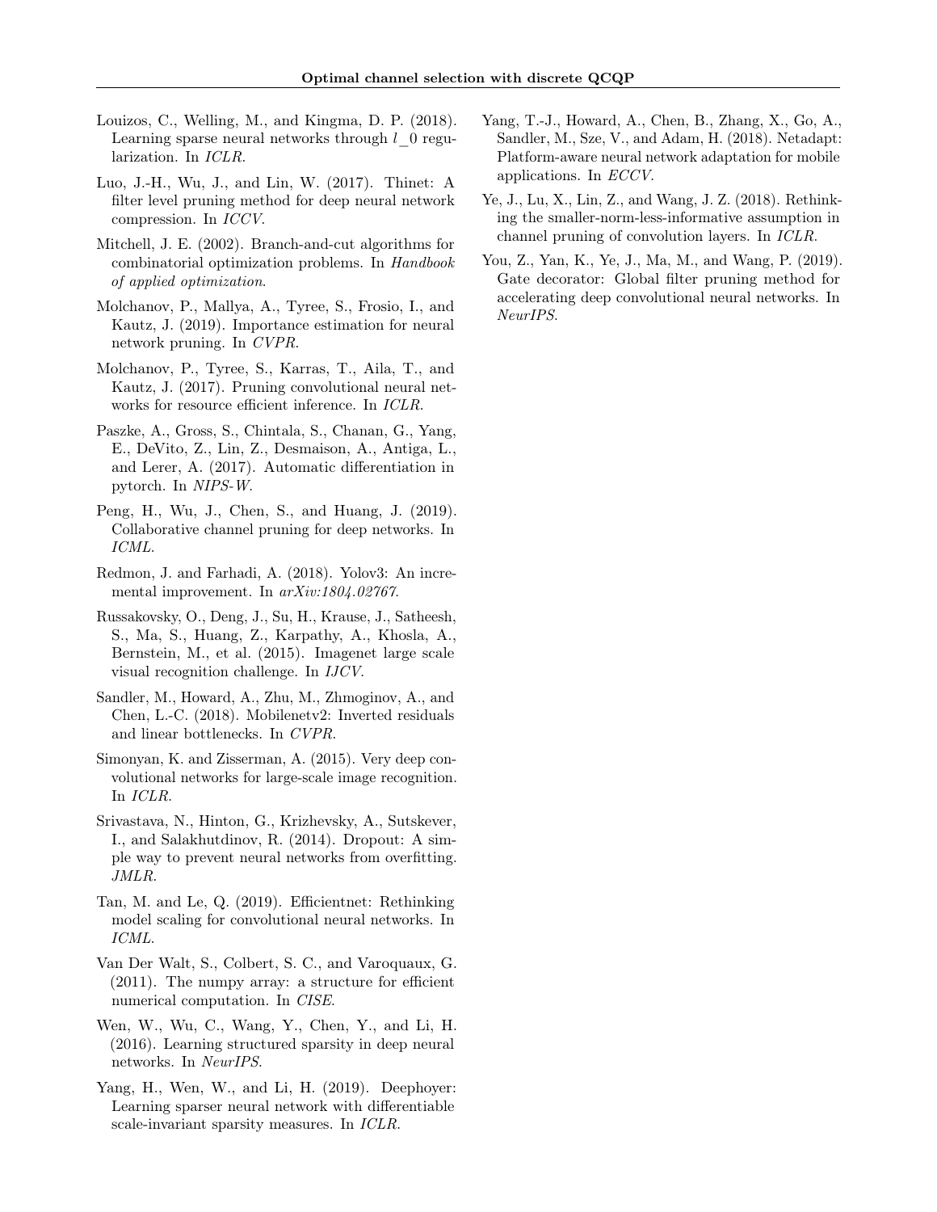Louizos, C., Welling, M., and Kingma, D. P. (2018). Learning sparse neural networks through $l\_0$ regularization. In *ICLR*.

Luo, J.-H., Wu, J., and Lin, W. (2017). Thinet: A filter level pruning method for deep neural network compression. In *ICCV*.

Mitchell, J. E. (2002). Branch-and-cut algorithms for combinatorial optimization problems. In *Handbook of applied optimization*.

Molchanov, P., Mallya, A., Tyree, S., Frosio, I., and Kautz, J. (2019). Importance estimation for neural network pruning. In *CVPR*.

Molchanov, P., Tyree, S., Karras, T., Aila, T., and Kautz, J. (2017). Pruning convolutional neural networks for resource efficient inference. In *ICLR*.

Paszke, A., Gross, S., Chintala, S., Chanan, G., Yang, E., DeVito, Z., Lin, Z., Desmaison, A., Antiga, L., and Lerer, A. (2017). Automatic differentiation in pytorch. In *NIPS-W*.

Peng, H., Wu, J., Chen, S., and Huang, J. (2019). Collaborative channel pruning for deep networks. In *ICML*.

Redmon, J. and Farhadi, A. (2018). Yolov3: An incremental improvement. In *arXiv:1804.02767*.

Russakovsky, O., Deng, J., Su, H., Krause, J., Satheesh, S., Ma, S., Huang, Z., Karpathy, A., Khosla, A., Bernstein, M., et al. (2015). Imagenet large scale visual recognition challenge. In *IJCV*.

Sandler, M., Howard, A., Zhu, M., Zhmoginov, A., and Chen, L.-C. (2018). Mobilenetv2: Inverted residuals and linear bottlenecks. In *CVPR*.

Simonyan, K. and Zisserman, A. (2015). Very deep convolutional networks for large-scale image recognition. In *ICLR*.

Srivastava, N., Hinton, G., Krizhevsky, A., Sutskever, I., and Salakhutdinov, R. (2014). Dropout: A simple way to prevent neural networks from overfitting. *JMLR*.

Tan, M. and Le, Q. (2019). Efficientnet: Rethinking model scaling for convolutional neural networks. In *ICML*.

Van Der Walt, S., Colbert, S. C., and Varoquaux, G. (2011). The numpy array: a structure for efficient numerical computation. In *CISE*.

Wen, W., Wu, C., Wang, Y., Chen, Y., and Li, H. (2016). Learning structured sparsity in deep neural networks. In *NeurIPS*.

Yang, H., Wen, W., and Li, H. (2019). Deephoyer: Learning sparser neural network with differentiable scale-invariant sparsity measures. In *ICLR*.

Yang, T.-J., Howard, A., Chen, B., Zhang, X., Go, A., Sandler, M., Sze, V., and Adam, H. (2018). Netadapt: Platform-aware neural network adaptation for mobile applications. In *ECCV*.

Ye, J., Lu, X., Lin, Z., and Wang, J. Z. (2018). Rethinking the smaller-norm-less-informative assumption in channel pruning of convolution layers. In *ICLR*.

You, Z., Yan, K., Ye, J., Ma, M., and Wang, P. (2019). Gate decorator: Global filter pruning method for accelerating deep convolutional neural networks. In *NeurIPS*.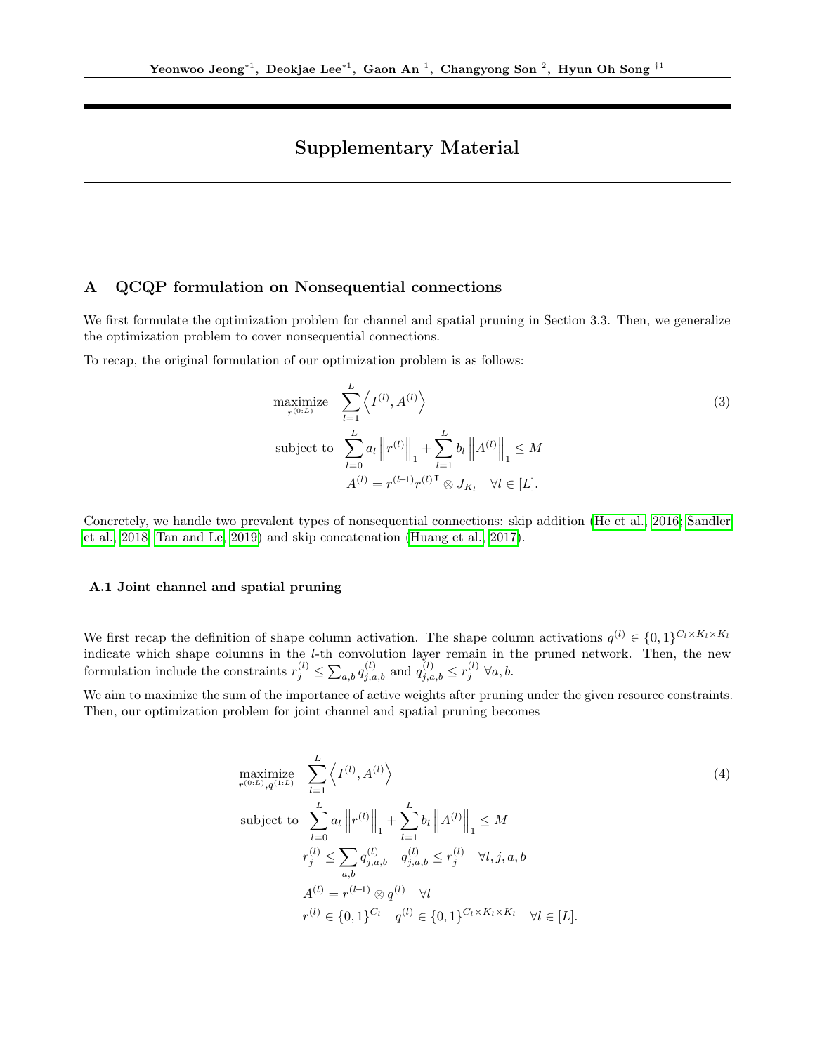Yeonwoo Jeong[*1], Deokjae Lee[*1], Gaon An [1], Changyong Son [2], Hyun Oh Song [†1]

# Supplementary Material

## A QCQP formulation on Nonsequential connections

We first formulate the optimization problem for channel and spatial pruning in Section 3.3. Then, we generalize the optimization problem to cover nonsequential connections.

To recap, the original formulation of our optimization problem is as follows:

$$
\begin{aligned}
\underset{r^{(0:L)}}{\text{maximize}} \quad & \sum_{l=1}^{L} \left\langle I^{(l)}, A^{(l)} \right\rangle \\
\text{subject to} \quad & \sum_{l=0}^{L} a_l \left\| r^{(l)} \right\|_1 + \sum_{l=1}^{L} b_l \left\| A^{(l)} \right\|_1 \leq M \\
& A^{(l)} = r^{(l-1)} r^{(l)\intercal} \otimes J_{K_l} \quad \forall l \in [L].
\end{aligned} \tag{3}
$$

Concretely, we handle two prevalent types of nonsequential connections: skip addition (He et al., 2016; Sandler et al., 2018; Tan and Le, 2019) and skip concatenation (Huang et al., 2017).

### A.1 Joint channel and spatial pruning

We first recap the definition of shape column activation. The shape column activations $q^{(l)} \in \{0,1\}^{C_l \times K_l \times K_l}$ indicate which shape columns in the $l$-th convolution layer remain in the pruned network. Then, the new formulation include the constraints $r_j^{(l)} \leq \sum_{a,b} q_{j,a,b}^{(l)}$ and $q_{j,a,b}^{(l)} \leq r_j^{(l)}$ $\forall a, b$.

We aim to maximize the sum of the importance of active weights after pruning under the given resource constraints. Then, our optimization problem for joint channel and spatial pruning becomes

$$
\begin{aligned}
\underset{r^{(0:L)}, q^{(1:L)}}{\text{maximize}} \quad & \sum_{l=1}^{L} \left\langle I^{(l)}, A^{(l)} \right\rangle \\
\text{subject to} \quad & \sum_{l=0}^{L} a_l \left\| r^{(l)} \right\|_1 + \sum_{l=1}^{L} b_l \left\| A^{(l)} \right\|_1 \leq M \\
& r_j^{(l)} \leq \sum_{a,b} q_{j,a,b}^{(l)} \quad q_{j,a,b}^{(l)} \leq r_j^{(l)} \quad \forall l, j, a, b \\
& A^{(l)} = r^{(l-1)} \otimes q^{(l)} \quad \forall l \\
& r^{(l)} \in \{0,1\}^{C_l} \quad q^{(l)} \in \{0,1\}^{C_l \times K_l \times K_l} \quad \forall l \in [L].
\end{aligned} \tag{4}
$$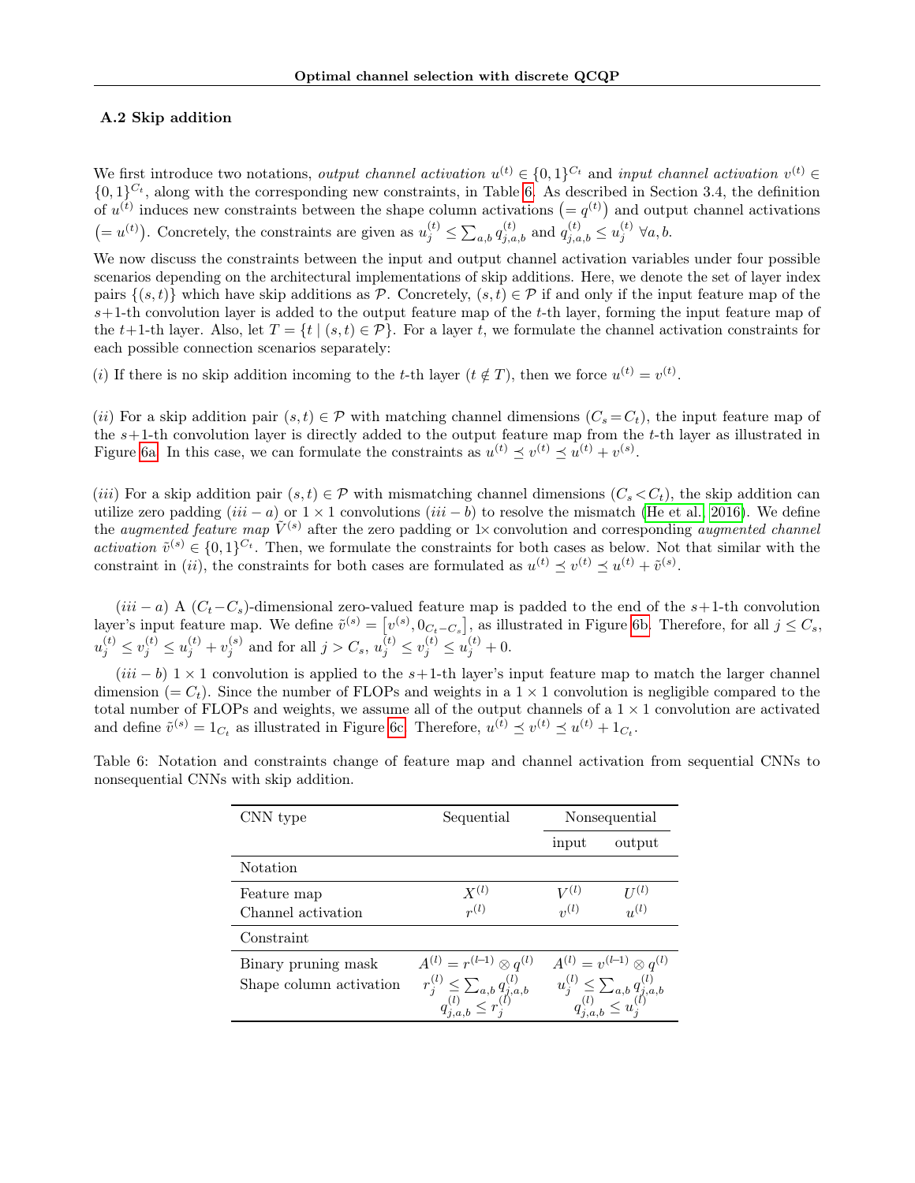### A.2 Skip addition

We first introduce two notations, *output channel activation* $u^{(t)} \in \{0,1\}^{C_t}$ and *input channel activation* $v^{(t)} \in \{0,1\}^{C_t}$, along with the corresponding new constraints, in Table 6. As described in Section 3.4, the definition of $u^{(t)}$ induces new constraints between the shape column activations $\left(= q^{(t)}\right)$ and output channel activations $\left(= u^{(t)}\right)$. Concretely, the constraints are given as $u_j^{(t)} \le \sum_{a,b} q_{j,a,b}^{(t)}$ and $q_{j,a,b}^{(t)} \le u_j^{(t)}\ \forall a,b$.

We now discuss the constraints between the input and output channel activation variables under four possible scenarios depending on the architectural implementations of skip additions. Here, we denote the set of layer index pairs $\{(s,t)\}$ which have skip additions as $\mathcal{P}$. Concretely, $(s,t) \in \mathcal{P}$ if and only if the input feature map of the $s+1$-th convolution layer is added to the output feature map of the $t$-th layer, forming the input feature map of the $t+1$-th layer. Also, let $T = \{t \mid (s,t) \in \mathcal{P}\}$. For a layer $t$, we formulate the channel activation constraints for each possible connection scenarios separately:

$(i)$ If there is no skip addition incoming to the $t$-th layer ($t \notin T$), then we force $u^{(t)} = v^{(t)}$.

$(ii)$ For a skip addition pair $(s,t) \in \mathcal{P}$ with matching channel dimensions ($C_s = C_t$), the input feature map of the $s+1$-th convolution layer is directly added to the output feature map from the $t$-th layer as illustrated in Figure 6a. In this case, we can formulate the constraints as $u^{(t)} \preceq v^{(t)} \preceq u^{(t)} + v^{(s)}$.

$(iii)$ For a skip addition pair $(s,t) \in \mathcal{P}$ with mismatching channel dimensions ($C_s < C_t$), the skip addition can utilize zero padding $(iii-a)$ or $1\times1$ convolutions $(iii-b)$ to resolve the mismatch (He et al., 2016). We define the *augmented feature map* $\tilde{V}^{(s)}$ after the zero padding or $1\times$ convolution and corresponding *augmented channel activation* $\tilde{v}^{(s)} \in \{0,1\}^{C_t}$. Then, we formulate the constraints for both cases as below. Not that similar with the constraint in $(ii)$, the constraints for both cases are formulated as $u^{(t)} \preceq v^{(t)} \preceq u^{(t)} + \tilde{v}^{(s)}$.

$(iii-a)$ A $(C_t - C_s)$-dimensional zero-valued feature map is padded to the end of the $s+1$-th convolution layer's input feature map. We define $\tilde{v}^{(s)} = \left[v^{(s)}, 0_{C_t - C_s}\right]$, as illustrated in Figure 6b. Therefore, for all $j \le C_s$, $u_j^{(t)} \le v_j^{(t)} \le u_j^{(t)} + v_j^{(s)}$ and for all $j > C_s$, $u_j^{(t)} \le v_j^{(t)} \le u_j^{(t)} + 0$.

$(iii-b)$ $1\times1$ convolution is applied to the $s+1$-th layer's input feature map to match the larger channel dimension $(= C_t)$. Since the number of FLOPs and weights in a $1\times1$ convolution is negligible compared to the total number of FLOPs and weights, we assume all of the output channels of a $1\times1$ convolution are activated and define $\tilde{v}^{(s)} = 1_{C_t}$ as illustrated in Figure 6c. Therefore, $u^{(t)} \preceq v^{(t)} \preceq u^{(t)} + 1_{C_t}$.

Table 6: Notation and constraints change of feature map and channel activation from sequential CNNs to nonsequential CNNs with skip addition.

| CNN type | Sequential | Nonsequential | |
|---|---|---|---|
| | | input | output |
| **Notation** | | | |
| Feature map | $X^{(l)}$ | $V^{(l)}$ | $U^{(l)}$ |
| Channel activation | $r^{(l)}$ | $v^{(l)}$ | $u^{(l)}$ |
| **Constraint** | | | |
| Binary pruning mask | $A^{(l)} = r^{(l-1)} \otimes q^{(l)}$ | $A^{(l)} = v^{(l-1)} \otimes q^{(l)}$ | |
| Shape column activation | $r_j^{(l)} \le \sum_{a,b} q_{j,a,b}^{(l)}$, $q_{j,a,b}^{(l)} \le r_j^{(l)}$ | $u_j^{(l)} \le \sum_{a,b} q_{j,a,b}^{(l)}$, $q_{j,a,b}^{(l)} \le u_j^{(l)}$ | |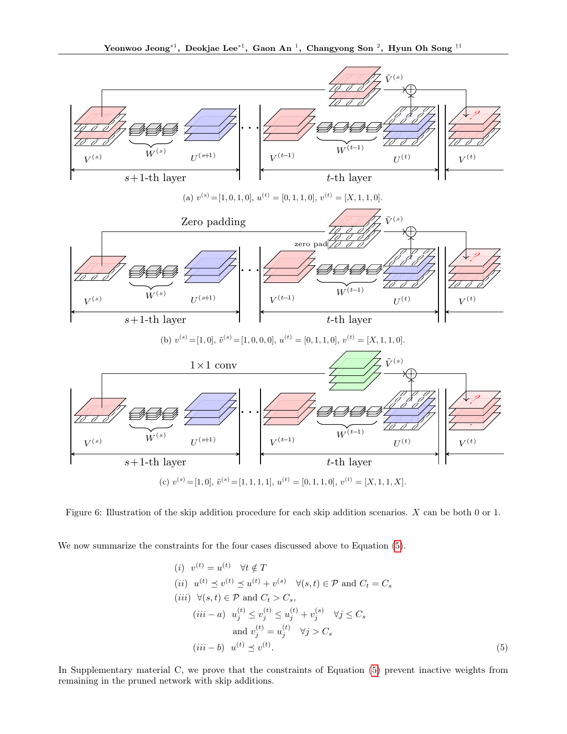(a) $v^{(s)}=[1,0,1,0]$, $u^{(t)}=[0,1,1,0]$, $v^{(t)}=[X,1,1,0]$.

(b) $v^{(s)}=[1,0]$, $\tilde{v}^{(s)}=[1,0,0,0]$, $u^{(t)}=[0,1,1,0]$, $v^{(t)}=[X,1,1,0]$.

(c) $v^{(s)}=[1,0]$, $\tilde{v}^{(s)}=[1,1,1,1]$, $u^{(t)}=[0,1,1,0]$, $v^{(t)}=[X,1,1,X]$.

Figure 6: Illustration of the skip addition procedure for each skip addition scenarios. $X$ can be both 0 or 1.

We now summarize the constraints for the four cases discussed above to Equation (5).

$$
\begin{aligned}
&(i) \quad v^{(t)} = u^{(t)} \quad \forall t \notin T \\
&(ii) \quad u^{(t)} \preceq v^{(t)} \preceq u^{(t)} + v^{(s)} \quad \forall (s,t) \in \mathcal{P} \text{ and } C_t = C_s \\
&(iii) \quad \forall (s,t) \in \mathcal{P} \text{ and } C_t > C_s, \\
&\qquad (iii-a) \quad u_j^{(t)} \le v_j^{(t)} \le u_j^{(t)} + v_j^{(s)} \quad \forall j \le C_s \\
&\qquad\qquad\qquad \text{and } v_j^{(t)} = u_j^{(t)} \quad \forall j > C_s \\
&\qquad (iii-b) \quad u^{(t)} \preceq v^{(t)}.
\end{aligned} \tag{5}
$$

In Supplementary material C, we prove that the constraints of Equation (5) prevent inactive weights from remaining in the pruned network with skip additions.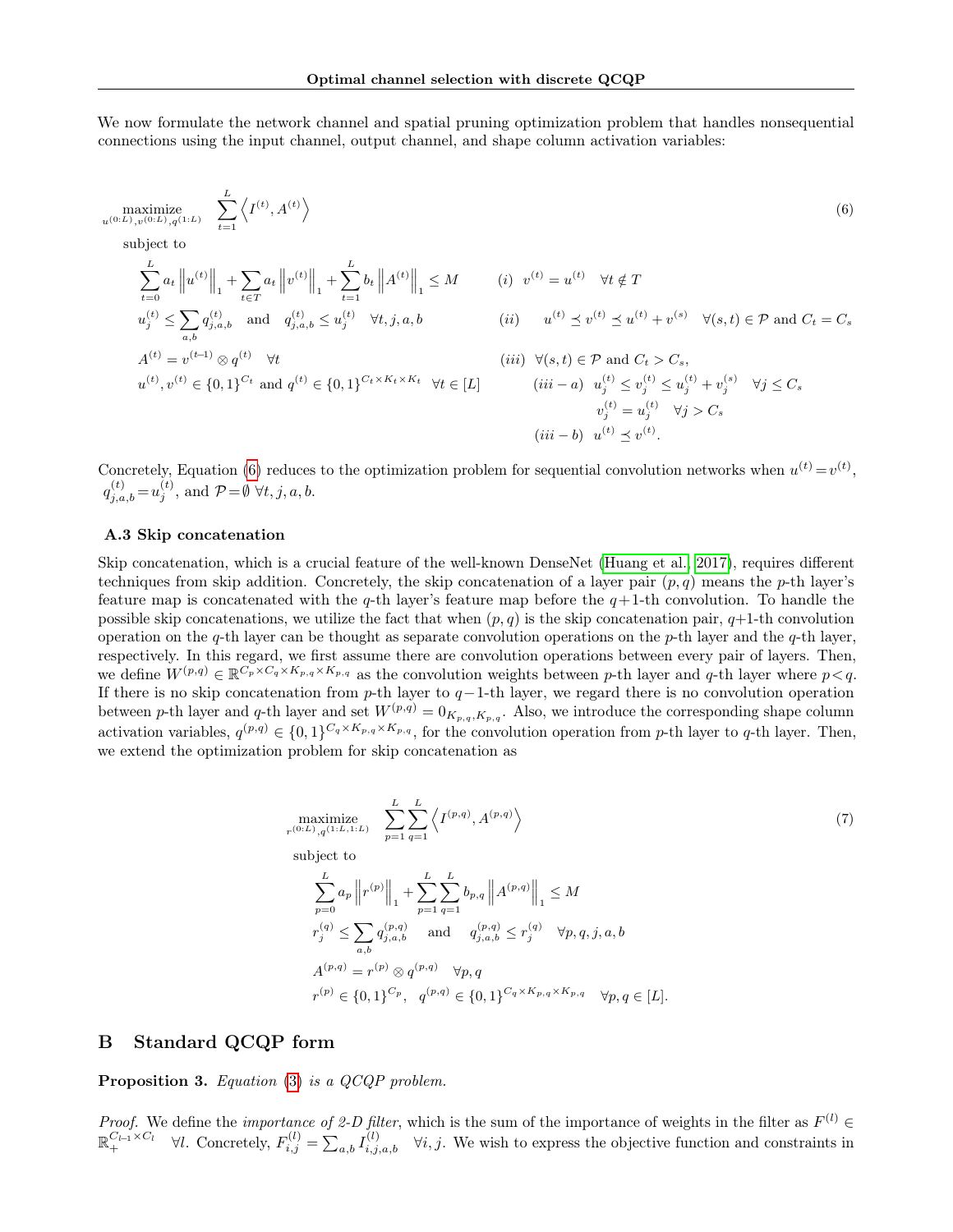We now formulate the network channel and spatial pruning optimization problem that handles nonsequential connections using the input channel, output channel, and shape column activation variables:

$$
\begin{aligned}
\underset{u^{(0:L)},v^{(0:L)},q^{(1:L)}}{\text{maximize}} \quad & \sum_{t=1}^{L} \left\langle I^{(t)}, A^{(t)} \right\rangle \\
\text{subject to} \quad & \sum_{t=0}^{L} a_t \left\| u^{(t)} \right\|_1 + \sum_{t\in T} a_t \left\| v^{(t)} \right\|_1 + \sum_{t=1}^{L} b_t \left\| A^{(t)} \right\|_1 \leq M \\
& u_j^{(t)} \leq \sum_{a,b} q_{j,a,b}^{(t)} \quad \text{and} \quad q_{j,a,b}^{(t)} \leq u_j^{(t)} \quad \forall t,j,a,b \\
& A^{(t)} = v^{(t-1)} \otimes q^{(t)} \quad \forall t \\
& u^{(t)}, v^{(t)} \in \{0,1\}^{C_t} \text{ and } q^{(t)} \in \{0,1\}^{C_t \times K_t \times K_t} \quad \forall t \in [L] \\
& (i) \;\; v^{(t)} = u^{(t)} \quad \forall t \notin T \\
& (ii) \;\; u^{(t)} \preceq v^{(t)} \preceq u^{(t)} + v^{(s)} \quad \forall (s,t) \in \mathcal{P} \text{ and } C_t = C_s \\
& (iii) \;\; \forall (s,t) \in \mathcal{P} \text{ and } C_t > C_s, \\
& \qquad (iii-a) \;\; u_j^{(t)} \leq v_j^{(t)} \leq u_j^{(t)} + v_j^{(s)} \quad \forall j \leq C_s \\
& \qquad\qquad\quad\;\; v_j^{(t)} = u_j^{(t)} \quad \forall j > C_s \\
& \qquad (iii-b) \;\; u^{(t)} \preceq v^{(t)}.
\end{aligned}
\tag{6}
$$

Concretely, Equation (6) reduces to the optimization problem for sequential convolution networks when $u^{(t)} = v^{(t)}$, $q_{j,a,b}^{(t)} = u_j^{(t)}$, and $\mathcal{P} = \emptyset \; \forall t,j,a,b$.

### A.3 Skip concatenation

Skip concatenation, which is a crucial feature of the well-known DenseNet (Huang et al., 2017), requires different techniques from skip addition. Concretely, the skip concatenation of a layer pair $(p,q)$ means the $p$-th layer's feature map is concatenated with the $q$-th layer's feature map before the $q+1$-th convolution. To handle the possible skip concatenations, we utilize the fact that when $(p,q)$ is the skip concatenation pair, $q+1$-th convolution operation on the $q$-th layer can be thought as separate convolution operations on the $p$-th layer and the $q$-th layer, respectively. In this regard, we first assume there are convolution operations between every pair of layers. Then, we define $W^{(p,q)} \in \mathbb{R}^{C_p \times C_q \times K_{p,q} \times K_{p,q}}$ as the convolution weights between $p$-th layer and $q$-th layer where $p<q$. If there is no skip concatenation from $p$-th layer to $q-1$-th layer, we regard there is no convolution operation between $p$-th layer and $q$-th layer and set $W^{(p,q)} = 0_{K_{p,q},K_{p,q}}$. Also, we introduce the corresponding shape column activation variables, $q^{(p,q)} \in \{0,1\}^{C_q \times K_{p,q} \times K_{p,q}}$, for the convolution operation from $p$-th layer to $q$-th layer. Then, we extend the optimization problem for skip concatenation as

$$
\begin{aligned}
\underset{r^{(0:L)},q^{(1:L,1:L)}}{\text{maximize}} \quad & \sum_{p=1}^{L} \sum_{q=1}^{L} \left\langle I^{(p,q)}, A^{(p,q)} \right\rangle \\
\text{subject to} \quad & \sum_{p=0}^{L} a_p \left\| r^{(p)} \right\|_1 + \sum_{p=1}^{L} \sum_{q=1}^{L} b_{p,q} \left\| A^{(p,q)} \right\|_1 \leq M \\
& r_j^{(q)} \leq \sum_{a,b} q_{j,a,b}^{(p,q)} \quad \text{and} \quad q_{j,a,b}^{(p,q)} \leq r_j^{(q)} \quad \forall p,q,j,a,b \\
& A^{(p,q)} = r^{(p)} \otimes q^{(p,q)} \quad \forall p,q \\
& r^{(p)} \in \{0,1\}^{C_p}, \quad q^{(p,q)} \in \{0,1\}^{C_q \times K_{p,q} \times K_{p,q}} \quad \forall p,q \in [L].
\end{aligned}
\tag{7}
$$

## B Standard QCQP form

**Proposition 3.** *Equation (3) is a QCQP problem.*

*Proof.* We define the *importance of 2-D filter*, which is the sum of the importance of weights in the filter as $F^{(l)} \in \mathbb{R}_+^{C_{l-1} \times C_l} \quad \forall l$. Concretely, $F_{i,j}^{(l)} = \sum_{a,b} I_{i,j,a,b}^{(l)} \quad \forall i,j$. We wish to express the objective function and constraints in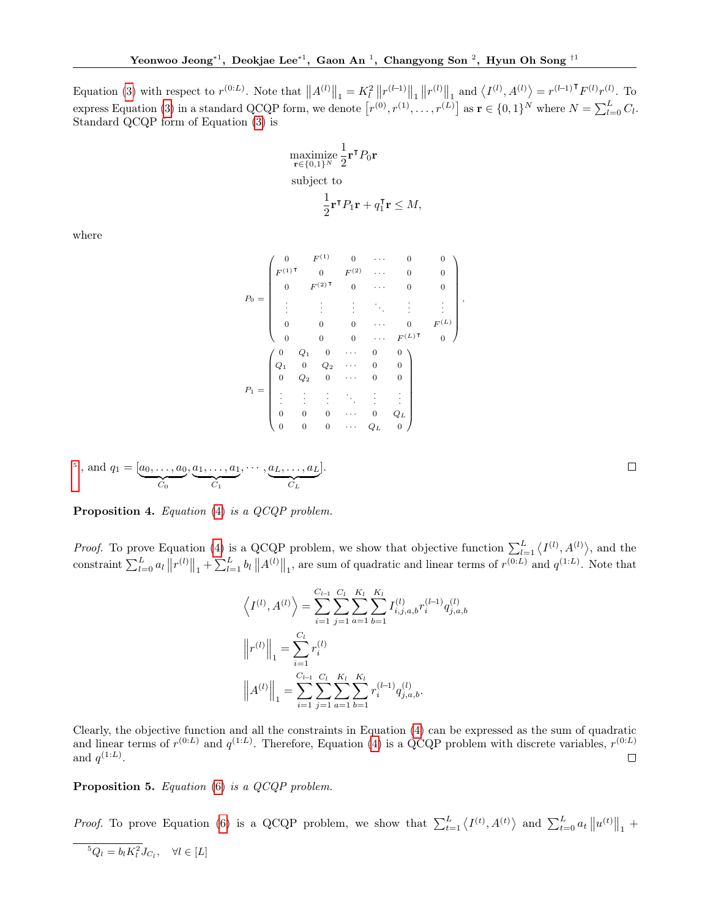Equation (3) with respect to $r^{(0:L)}$. Note that $\left\|A^{(l)}\right\|_1 = K_l^2 \left\|r^{(l-1)}\right\|_1 \left\|r^{(l)}\right\|_1$ and $\left\langle I^{(l)}, A^{(l)}\right\rangle = r^{(l-1)\intercal} F^{(l)} r^{(l)}$. To express Equation (3) in a standard QCQP form, we denote $\left[r^{(0)}, r^{(1)}, \ldots, r^{(L)}\right]$ as $\mathbf{r} \in \{0,1\}^N$ where $N = \sum_{l=0}^{L} C_l$. Standard QCQP form of Equation (3) is

$$
\begin{aligned}
&\underset{\mathbf{r}\in\{0,1\}^N}{\text{maximize}} \ \frac{1}{2}\mathbf{r}^\intercal P_0 \mathbf{r} \\
&\text{subject to} \\
&\qquad \frac{1}{2}\mathbf{r}^\intercal P_1 \mathbf{r} + q_1^\intercal \mathbf{r} \le M,
\end{aligned}
$$

where

$$
P_0 = \begin{pmatrix}
0 & F^{(1)} & 0 & \cdots & 0 & 0 \\
F^{(1)\intercal} & 0 & F^{(2)} & \cdots & 0 & 0 \\
0 & F^{(2)\intercal} & 0 & \cdots & 0 & 0 \\
\vdots & \vdots & \vdots & \ddots & \vdots & \vdots \\
0 & 0 & 0 & \cdots & 0 & F^{(L)} \\
0 & 0 & 0 & \cdots & F^{(L)\intercal} & 0
\end{pmatrix},
$$

$$
P_1 = \begin{pmatrix}
0 & Q_1 & 0 & \cdots & 0 & 0 \\
Q_1 & 0 & Q_2 & \cdots & 0 & 0 \\
0 & Q_2 & 0 & \cdots & 0 & 0 \\
\vdots & \vdots & \vdots & \ddots & \vdots & \vdots \\
0 & 0 & 0 & \cdots & 0 & Q_L \\
0 & 0 & 0 & \cdots & Q_L & 0
\end{pmatrix}
$$

[5], and $q_1 = [\underbrace{a_0, \ldots, a_0}_{C_0}, \underbrace{a_1, \ldots, a_1}_{C_1}, \cdots, \underbrace{a_L, \ldots, a_L}_{C_L}]$. ∎

**Proposition 4.** *Equation (4) is a QCQP problem.*

*Proof.* To prove Equation (4) is a QCQP problem, we show that objective function $\sum_{l=1}^{L}\left\langle I^{(l)}, A^{(l)}\right\rangle$, and the constraint $\sum_{l=0}^{L} a_l \left\|r^{(l)}\right\|_1 + \sum_{l=1}^{L} b_l \left\|A^{(l)}\right\|_1$, are sum of quadratic and linear terms of $r^{(0:L)}$ and $q^{(1:L)}$. Note that

$$
\begin{aligned}
\left\langle I^{(l)}, A^{(l)}\right\rangle &= \sum_{i=1}^{C_{l-1}}\sum_{j=1}^{C_l}\sum_{a=1}^{K_l}\sum_{b=1}^{K_l} I_{i,j,a,b}^{(l)} r_i^{(l-1)} q_{j,a,b}^{(l)} \\
\left\|r^{(l)}\right\|_1 &= \sum_{i=1}^{C_l} r_i^{(l)} \\
\left\|A^{(l)}\right\|_1 &= \sum_{i=1}^{C_{l-1}}\sum_{j=1}^{C_l}\sum_{a=1}^{K_l}\sum_{b=1}^{K_l} r_i^{(l-1)} q_{j,a,b}^{(l)}.
\end{aligned}
$$

Clearly, the objective function and all the constraints in Equation (4) can be expressed as the sum of quadratic and linear terms of $r^{(0:L)}$ and $q^{(1:L)}$. Therefore, Equation (4) is a QCQP problem with discrete variables, $r^{(0:L)}$ and $q^{(1:L)}$. ∎

**Proposition 5.** *Equation (6) is a QCQP problem.*

*Proof.* To prove Equation (6) is a QCQP problem, we show that $\sum_{t=1}^{L}\left\langle I^{(t)}, A^{(t)}\right\rangle$ and $\sum_{t=0}^{L} a_t \left\|u^{(t)}\right\|_1 +$

[5] $Q_l = b_l K_l^2 J_{C_l}, \quad \forall l \in [L]$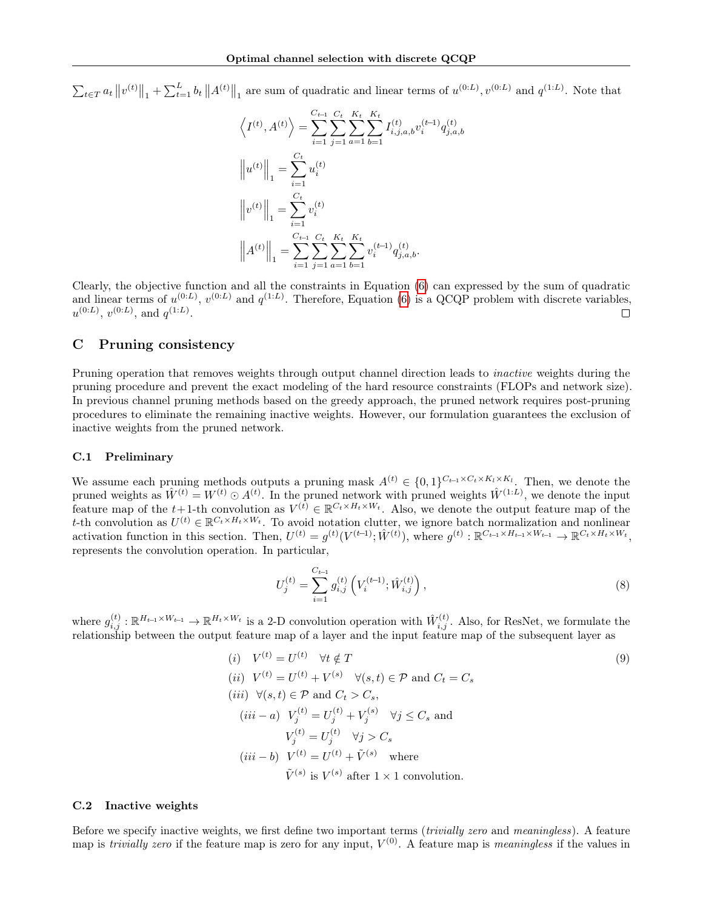$\sum_{t \in T} a_t \left\| v^{(t)} \right\|_1 + \sum_{t=1}^{L} b_t \left\| A^{(t)} \right\|_1$ are sum of quadratic and linear terms of $u^{(0:L)}, v^{(0:L)}$ and $q^{(1:L)}$. Note that

$$
\begin{aligned}
\left\langle I^{(t)}, A^{(t)} \right\rangle &= \sum_{i=1}^{C_{t-1}} \sum_{j=1}^{C_t} \sum_{a=1}^{K_t} \sum_{b=1}^{K_t} I^{(t)}_{i,j,a,b} v^{(t-1)}_i q^{(t)}_{j,a,b} \\
\left\| u^{(t)} \right\|_1 &= \sum_{i=1}^{C_t} u^{(t)}_i \\
\left\| v^{(t)} \right\|_1 &= \sum_{i=1}^{C_t} v^{(t)}_i \\
\left\| A^{(t)} \right\|_1 &= \sum_{i=1}^{C_{t-1}} \sum_{j=1}^{C_t} \sum_{a=1}^{K_t} \sum_{b=1}^{K_t} v^{(t-1)}_i q^{(t)}_{j,a,b}.
\end{aligned}
$$

Clearly, the objective function and all the constraints in Equation (6) can expressed by the sum of quadratic and linear terms of $u^{(0:L)}$, $v^{(0:L)}$ and $q^{(1:L)}$. Therefore, Equation (6) is a QCQP problem with discrete variables, $u^{(0:L)}$, $v^{(0:L)}$, and $q^{(1:L)}$. □

## C Pruning consistency

Pruning operation that removes weights through output channel direction leads to *inactive* weights during the pruning procedure and prevent the exact modeling of the hard resource constraints (FLOPs and network size). In previous channel pruning methods based on the greedy approach, the pruned network requires post-pruning procedures to eliminate the remaining inactive weights. However, our formulation guarantees the exclusion of inactive weights from the pruned network.

### C.1 Preliminary

We assume each pruning methods outputs a pruning mask $A^{(t)} \in \{0,1\}^{C_{t-1} \times C_t \times K_l \times K_l}$. Then, we denote the pruned weights as $\hat{W}^{(t)} = W^{(t)} \odot A^{(t)}$. In the pruned network with pruned weights $\hat{W}^{(1:L)}$, we denote the input feature map of the $t$+1-th convolution as $V^{(t)} \in \mathbb{R}^{C_t \times H_t \times W_t}$. Also, we denote the output feature map of the $t$-th convolution as $U^{(t)} \in \mathbb{R}^{C_t \times H_t \times W_t}$. To avoid notation clutter, we ignore batch normalization and nonlinear activation function in this section. Then, $U^{(t)} = g^{(t)}(V^{(t-1)}; \hat{W}^{(t)})$, where $g^{(t)} : \mathbb{R}^{C_{t-1} \times H_{t-1} \times W_{t-1}} \to \mathbb{R}^{C_t \times H_t \times W_t}$, represents the convolution operation. In particular,

$$
U^{(t)}_j = \sum_{i=1}^{C_{t-1}} g^{(t)}_{i,j} \left( V^{(t-1)}_i ; \hat{W}^{(t)}_{i,j} \right), \tag{8}
$$

where $g^{(t)}_{i,j} : \mathbb{R}^{H_{t-1} \times W_{t-1}} \to \mathbb{R}^{H_t \times W_t}$ is a 2-D convolution operation with $\hat{W}^{(t)}_{i,j}$. Also, for ResNet, we formulate the relationship between the output feature map of a layer and the input feature map of the subsequent layer as

$$
\begin{aligned}
&(i) \quad V^{(t)} = U^{(t)} \quad \forall t \notin T \\
&(ii) \;\; V^{(t)} = U^{(t)} + V^{(s)} \quad \forall (s,t) \in \mathcal{P} \text{ and } C_t = C_s \\
&(iii) \;\; \forall (s,t) \in \mathcal{P} \text{ and } C_t > C_s, \\
&\quad (iii-a) \;\; V^{(t)}_j = U^{(t)}_j + V^{(s)}_j \quad \forall j \le C_s \text{ and} \\
&\quad\quad\quad\quad\;\; V^{(t)}_j = U^{(t)}_j \quad \forall j > C_s \\
&\quad (iii-b) \;\; V^{(t)} = U^{(t)} + \tilde{V}^{(s)} \quad \text{where} \\
&\quad\quad\quad\quad\;\; \tilde{V}^{(s)} \text{ is } V^{(s)} \text{ after } 1 \times 1 \text{ convolution.}
\end{aligned} \tag{9}
$$

### C.2 Inactive weights

Before we specify inactive weights, we first define two important terms (*trivially zero* and *meaningless*). A feature map is *trivially zero* if the feature map is zero for any input, $V^{(0)}$. A feature map is *meaningless* if the values in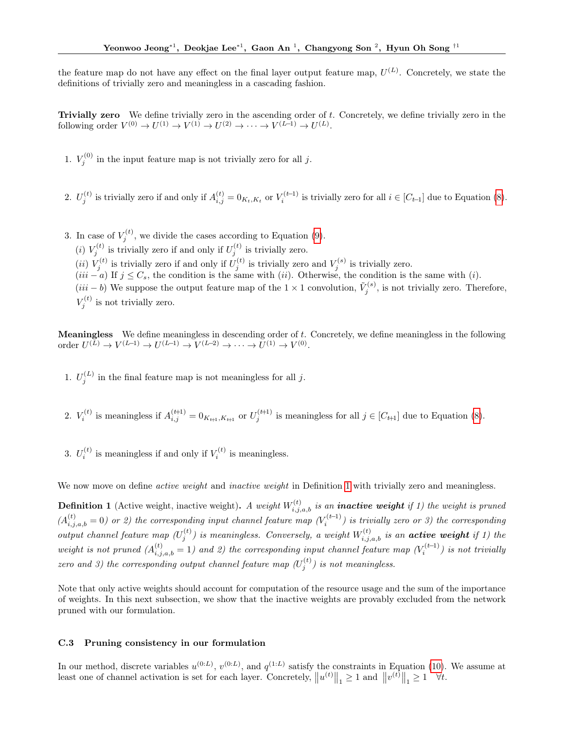the feature map do not have any effect on the final layer output feature map, $U^{(L)}$. Concretely, we state the definitions of trivially zero and meaningless in a cascading fashion.

**Trivially zero** We define trivially zero in the ascending order of $t$. Concretely, we define trivially zero in the following order $V^{(0)} \to U^{(1)} \to V^{(1)} \to U^{(2)} \to \cdots \to V^{(L-1)} \to U^{(L)}$.

1. $V_j^{(0)}$ in the input feature map is not trivially zero for all $j$.

2. $U_j^{(t)}$ is trivially zero if and only if $A_{i,j}^{(t)} = 0_{K_t,K_t}$ or $V_i^{(t-1)}$ is trivially zero for all $i \in [C_{t-1}]$ due to Equation (8).

3. In case of $V_j^{(t)}$, we divide the cases according to Equation (9).
   $(i)$ $V_j^{(t)}$ is trivially zero if and only if $U_j^{(t)}$ is trivially zero.
   $(ii)$ $V_j^{(t)}$ is trivially zero if and only if $U_j^{(t)}$ is trivially zero and $V_j^{(s)}$ is trivially zero.
   $(iii-a)$ If $j \leq C_s$, the condition is the same with $(ii)$. Otherwise, the condition is the same with $(i)$.
   $(iii-b)$ We suppose the output feature map of the $1 \times 1$ convolution, $\tilde{V}_j^{(s)}$, is not trivially zero. Therefore, $V_j^{(t)}$ is not trivially zero.

**Meaningless** We define meaningless in descending order of $t$. Concretely, we define meaningless in the following order $U^{(L)} \to V^{(L-1)} \to U^{(L-1)} \to V^{(L-2)} \to \cdots \to U^{(1)} \to V^{(0)}$.

1. $U_j^{(L)}$ in the final feature map is not meaningless for all $j$.

2. $V_i^{(t)}$ is meaningless if $A_{i,j}^{(t+1)} = 0_{K_{t+1},K_{t+1}}$ or $U_j^{(t+1)}$ is meaningless for all $j \in [C_{t+1}]$ due to Equation (8).

3. $U_i^{(t)}$ is meaningless if and only if $V_i^{(t)}$ is meaningless.

We now move on define *active weight* and *inactive weight* in Definition 1 with trivially zero and meaningless.

**Definition 1** (Active weight, inactive weight)**.** *A weight $W_{i,j,a,b}^{(t)}$ is an **inactive weight** if 1) the weight is pruned ($A_{i,j,a,b}^{(t)} = 0$) or 2) the corresponding input channel feature map ($V_i^{(t-1)}$) is trivially zero or 3) the corresponding output channel feature map ($U_j^{(t)}$) is meaningless. Conversely, a weight $W_{i,j,a,b}^{(t)}$ is an **active weight** if 1) the weight is not pruned ($A_{i,j,a,b}^{(t)} = 1$) and 2) the corresponding input channel feature map ($V_i^{(t-1)}$) is not trivially zero and 3) the corresponding output channel feature map ($U_j^{(t)}$) is not meaningless.*

Note that only active weights should account for computation of the resource usage and the sum of the importance of weights. In this next subsection, we show that the inactive weights are provably excluded from the network pruned with our formulation.

### C.3 Pruning consistency in our formulation

In our method, discrete variables $u^{(0:L)}$, $v^{(0:L)}$, and $q^{(1:L)}$ satisfy the constraints in Equation (10). We assume at least one of channel activation is set for each layer. Concretely, $\left\|u^{(t)}\right\|_1 \geq 1$ and $\left\|v^{(t)}\right\|_1 \geq 1 \quad \forall t$.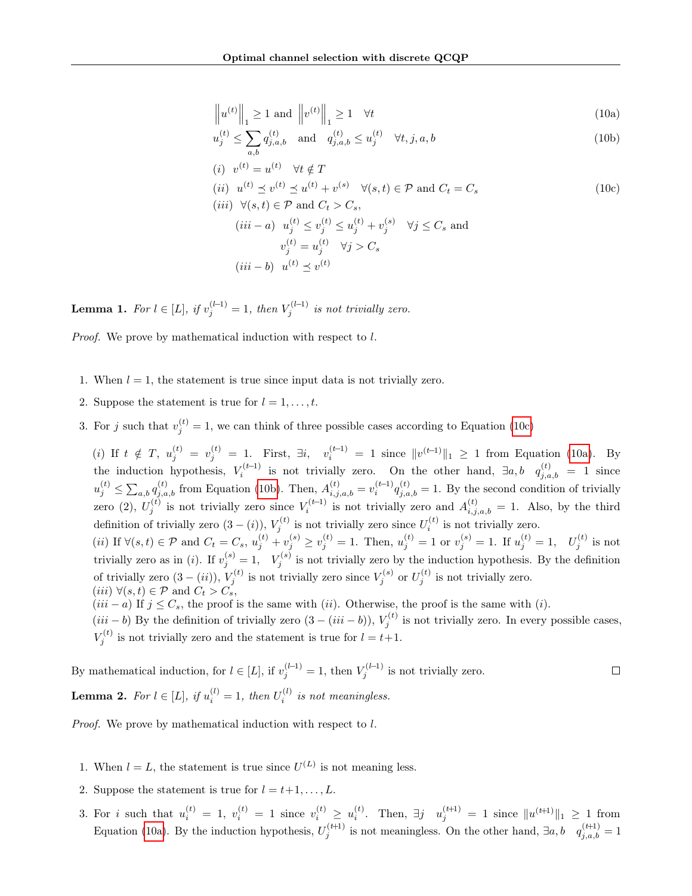$$\left\|u^{(t)}\right\|_1 \geq 1 \text{ and } \left\|v^{(t)}\right\|_1 \geq 1 \quad \forall t \tag{10a}$$

$$u_j^{(t)} \leq \sum_{a,b} q_{j,a,b}^{(t)} \quad \text{and} \quad q_{j,a,b}^{(t)} \leq u_j^{(t)} \quad \forall t, j, a, b \tag{10b}$$

$$\begin{aligned}
&(i) \;\; v^{(t)} = u^{(t)} \quad \forall t \notin T \\
&(ii) \;\; u^{(t)} \preceq v^{(t)} \preceq u^{(t)} + v^{(s)} \quad \forall (s,t) \in \mathcal{P} \text{ and } C_t = C_s \\
&(iii) \;\; \forall (s,t) \in \mathcal{P} \text{ and } C_t > C_s, \\
&\qquad (iii-a) \;\; u_j^{(t)} \leq v_j^{(t)} \leq u_j^{(t)} + v_j^{(s)} \quad \forall j \leq C_s \text{ and} \\
&\qquad\qquad\qquad v_j^{(t)} = u_j^{(t)} \quad \forall j > C_s \\
&\qquad (iii-b) \;\; u^{(t)} \preceq v^{(t)}
\end{aligned} \tag{10c}$$

**Lemma 1.** *For $l \in [L]$, if $v_j^{(l-1)} = 1$, then $V_j^{(l-1)}$ is not trivially zero.*

*Proof.* We prove by mathematical induction with respect to $l$.

1. When $l = 1$, the statement is true since input data is not trivially zero.

2. Suppose the statement is true for $l = 1, \ldots, t$.

3. For $j$ such that $v_j^{(t)} = 1$, we can think of three possible cases according to Equation (10c)

   $(i)$ If $t \notin T$, $u_j^{(t)} = v_j^{(t)} = 1$. First, $\exists i$, $\;v_i^{(t-1)} = 1$ since $\|v^{(t-1)}\|_1 \geq 1$ from Equation (10a). By the induction hypothesis, $V_i^{(t-1)}$ is not trivially zero. On the other hand, $\exists a, b \;\; q_{j,a,b}^{(t)} = 1$ since $u_j^{(t)} \leq \sum_{a,b} q_{j,a,b}^{(t)}$ from Equation (10b). Then, $A_{i,j,a,b}^{(t)} = v_i^{(t-1)} q_{j,a,b}^{(t)} = 1$. By the second condition of trivially zero (2), $U_j^{(t)}$ is not trivially zero since $V_i^{(t-1)}$ is not trivially zero and $A_{i,j,a,b}^{(t)} = 1$. Also, by the third definition of trivially zero $(3-(i))$, $V_j^{(t)}$ is not trivially zero since $U_i^{(t)}$ is not trivially zero.
   $(ii)$ If $\forall (s,t) \in \mathcal{P}$ and $C_t = C_s$, $u_j^{(t)} + v_j^{(s)} \geq v_j^{(t)} = 1$. Then, $u_j^{(t)} = 1$ or $v_j^{(s)} = 1$. If $u_j^{(t)} = 1$, $\;U_j^{(t)}$ is not trivially zero as in $(i)$. If $v_j^{(s)} = 1$, $\;V_j^{(s)}$ is not trivially zero by the induction hypothesis. By the definition of trivially zero $(3-(ii))$, $V_j^{(t)}$ is not trivially zero since $V_j^{(s)}$ or $U_j^{(t)}$ is not trivially zero.
   $(iii)$ $\forall (s,t) \in \mathcal{P}$ and $C_t > C_s$,
   $(iii-a)$ If $j \leq C_s$, the proof is the same with $(ii)$. Otherwise, the proof is the same with $(i)$.
   $(iii-b)$ By the definition of trivially zero $(3-(iii-b))$, $V_j^{(t)}$ is not trivially zero. In every possible cases, $V_j^{(t)}$ is not trivially zero and the statement is true for $l = t+1$.

By mathematical induction, for $l \in [L]$, if $v_j^{(l-1)} = 1$, then $V_j^{(l-1)}$ is not trivially zero. □

**Lemma 2.** *For $l \in [L]$, if $u_i^{(l)} = 1$, then $U_i^{(l)}$ is not meaningless.*

*Proof.* We prove by mathematical induction with respect to $l$.

1. When $l = L$, the statement is true since $U^{(L)}$ is not meaning less.

2. Suppose the statement is true for $l = t+1, \ldots, L$.

3. For $i$ such that $u_i^{(t)} = 1$, $v_i^{(t)} = 1$ since $v_i^{(t)} \geq u_i^{(t)}$. Then, $\exists j \;\; u_j^{(t+1)} = 1$ since $\|u^{(t+1)}\|_1 \geq 1$ from Equation (10a). By the induction hypothesis, $U_j^{(t+1)}$ is not meaningless. On the other hand, $\exists a, b \;\; q_{j,a,b}^{(t+1)} = 1$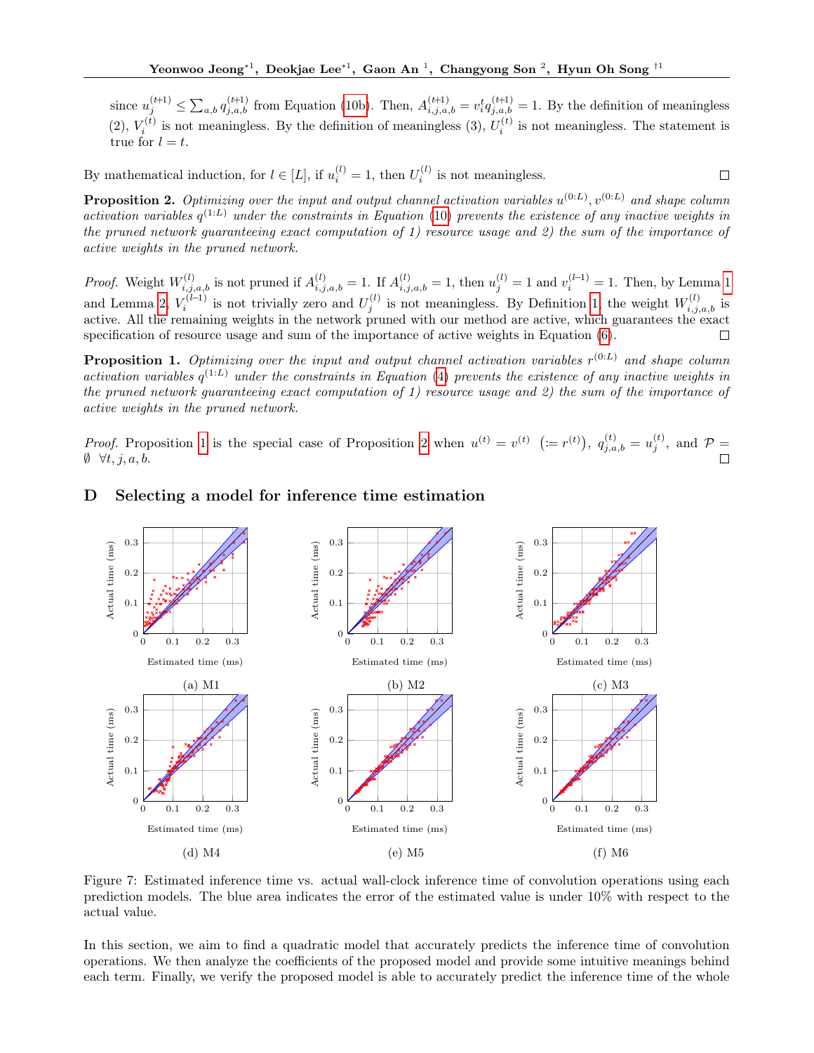since $u_j^{(t+1)} \leq \sum_{a,b} q_{j,a,b}^{(t+1)}$ from Equation (10b). Then, $A_{i,j,a,b}^{(t+1)} = v_i^t q_{j,a,b}^{(t+1)} = 1$. By the definition of meaningless (2), $V_i^{(t)}$ is not meaningless. By the definition of meaningless (3), $U_i^{(t)}$ is not meaningless. The statement is true for $l = t$.

By mathematical induction, for $l \in [L]$, if $u_i^{(l)} = 1$, then $U_i^{(l)}$ is not meaningless. □

**Proposition 2.** *Optimizing over the input and output channel activation variables $u^{(0:L)}, v^{(0:L)}$ and shape column activation variables $q^{(1:L)}$ under the constraints in Equation (10) prevents the existence of any inactive weights in the pruned network guaranteeing exact computation of 1) resource usage and 2) the sum of the importance of active weights in the pruned network.*

*Proof.* Weight $W_{i,j,a,b}^{(l)}$ is not pruned if $A_{i,j,a,b}^{(l)} = 1$. If $A_{i,j,a,b}^{(l)} = 1$, then $u_j^{(l)} = 1$ and $v_i^{(l-1)} = 1$. Then, by Lemma 1 and Lemma 2, $V_i^{(l-1)}$ is not trivially zero and $U_j^{(l)}$ is not meaningless. By Definition 1, the weight $W_{i,j,a,b}^{(l)}$ is active. All the remaining weights in the network pruned with our method are active, which guarantees the exact specification of resource usage and sum of the importance of active weights in Equation (6). □

**Proposition 1.** *Optimizing over the input and output channel activation variables $r^{(0:L)}$ and shape column activation variables $q^{(1:L)}$ under the constraints in Equation (4) prevents the existence of any inactive weights in the pruned network guaranteeing exact computation of 1) resource usage and 2) the sum of the importance of active weights in the pruned network.*

*Proof.* Proposition 1 is the special case of Proposition 2 when $u^{(t)} = v^{(t)} \ (:= r^{(t)})$, $q_{j,a,b}^{(t)} = u_j^{(t)}$, and $\mathcal{P} = \emptyset \ \ \forall t, j, a, b$. □

## D Selecting a model for inference time estimation

(a) M1

(b) M2

(c) M3

(d) M4

(e) M5

(f) M6

Figure 7: Estimated inference time vs. actual wall-clock inference time of convolution operations using each prediction models. The blue area indicates the error of the estimated value is under 10% with respect to the actual value.

In this section, we aim to find a quadratic model that accurately predicts the inference time of convolution operations. We then analyze the coefficients of the proposed model and provide some intuitive meanings behind each term. Finally, we verify the proposed model is able to accurately predict the inference time of the whole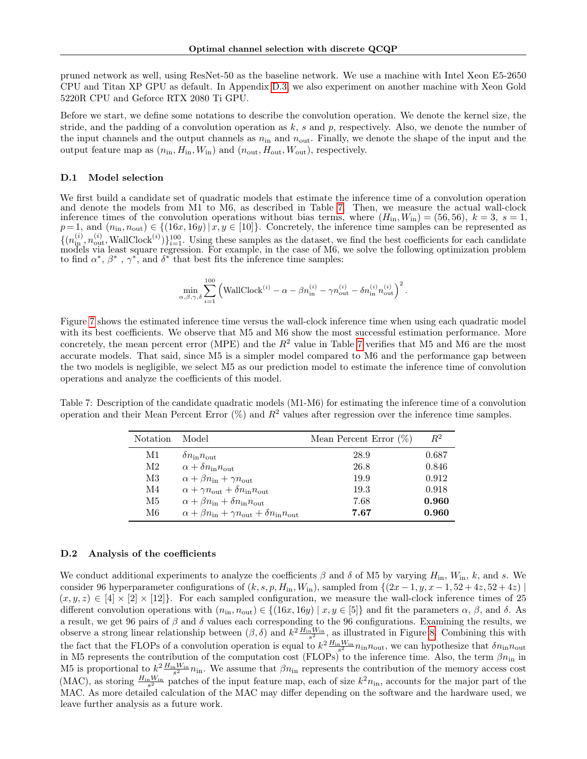pruned network as well, using ResNet-50 as the baseline network. We use a machine with Intel Xeon E5-2650 CPU and Titan XP GPU as default. In Appendix D.3, we also experiment on another machine with Xeon Gold 5220R CPU and Geforce RTX 2080 Ti GPU.

Before we start, we define some notations to describe the convolution operation. We denote the kernel size, the stride, and the padding of a convolution operation as $k$, $s$ and $p$, respectively. Also, we denote the number of the input channels and the output channels as $n_{\text{in}}$ and $n_{\text{out}}$. Finally, we denote the shape of the input and the output feature map as $(n_{\text{in}}, H_{\text{in}}, W_{\text{in}})$ and $(n_{\text{out}}, H_{\text{out}}, W_{\text{out}})$, respectively.

### D.1 Model selection

We first build a candidate set of quadratic models that estimate the inference time of a convolution operation and denote the models from M1 to M6, as described in Table 7. Then, we measure the actual wall-clock inference times of the convolution operations without bias terms, where $(H_{\text{in}}, W_{\text{in}}) = (56, 56)$, $k = 3$, $s = 1$, $p = 1$, and $(n_{\text{in}}, n_{\text{out}}) \in \{(16x, 16y) \mid x, y \in [10]\}$. Concretely, the inference time samples can be represented as $\{(n_{\text{in}}^{(i)}, n_{\text{out}}^{(i)}, \text{WallClock}^{(i)})\}_{i=1}^{100}$. Using these samples as the dataset, we find the best coefficients for each candidate models via least square regression. For example, in the case of M6, we solve the following optimization problem to find $\alpha^*$, $\beta^*$ , $\gamma^*$, and $\delta^*$ that best fits the inference time samples:

$$\min_{\alpha,\beta,\gamma,\delta} \sum_{i=1}^{100} \left( \text{WallClock}^{(i)} - \alpha - \beta n_{\text{in}}^{(i)} - \gamma n_{\text{out}}^{(i)} - \delta n_{\text{in}}^{(i)} n_{\text{out}}^{(i)} \right)^2.$$

Figure 7 shows the estimated inference time versus the wall-clock inference time when using each quadratic model with its best coefficients. We observe that M5 and M6 show the most successful estimation performance. More concretely, the mean percent error (MPE) and the $R^2$ value in Table 7 verifies that M5 and M6 are the most accurate models. That said, since M5 is a simpler model compared to M6 and the performance gap between the two models is negligible, we select M5 as our prediction model to estimate the inference time of convolution operations and analyze the coefficients of this model.

Table 7: Description of the candidate quadratic models (M1-M6) for estimating the inference time of a convolution operation and their Mean Percent Error (%) and $R^2$ values after regression over the inference time samples.

| Notation | Model | Mean Percent Error (%) | $R^2$ |
|---|---|---|---|
| M1 | $\delta n_{\text{in}} n_{\text{out}}$ | 28.9 | 0.687 |
| M2 | $\alpha + \delta n_{\text{in}} n_{\text{out}}$ | 26.8 | 0.846 |
| M3 | $\alpha + \beta n_{\text{in}} + \gamma n_{\text{out}}$ | 19.9 | 0.912 |
| M4 | $\alpha + \gamma n_{\text{out}} + \delta n_{\text{in}} n_{\text{out}}$ | 19.3 | 0.918 |
| M5 | $\alpha + \beta n_{\text{in}} + \delta n_{\text{in}} n_{\text{out}}$ | 7.68 | **0.960** |
| M6 | $\alpha + \beta n_{\text{in}} + \gamma n_{\text{out}} + \delta n_{\text{in}} n_{\text{out}}$ | **7.67** | **0.960** |

### D.2 Analysis of the coefficients

We conduct additional experiments to analyze the coefficients $\beta$ and $\delta$ of M5 by varying $H_{\text{in}}$, $W_{\text{in}}$, $k$, and $s$. We consider 96 hyperparameter configurations of $(k, s, p, H_{\text{in}}, W_{\text{in}})$, sampled from $\{(2x-1, y, x-1, 52+4z, 52+4z) \mid (x, y, z) \in [4] \times [2] \times [12]\}$. For each sampled configuration, we measure the wall-clock inference times of 25 different convolution operations with $(n_{\text{in}}, n_{\text{out}}) \in \{(16x, 16y) \mid x, y \in [5]\}$ and fit the parameters $\alpha$, $\beta$, and $\delta$. As a result, we get 96 pairs of $\beta$ and $\delta$ values each corresponding to the 96 configurations. Examining the results, we observe a strong linear relationship between $(\beta, \delta)$ and $k^2 \frac{H_{\text{in}} W_{\text{in}}}{s^2}$, as illustrated in Figure 8. Combining this with the fact that the FLOPs of a convolution operation is equal to $k^2 \frac{H_{\text{in}} W_{\text{in}}}{s^2} n_{\text{in}} n_{\text{out}}$, we can hypothesize that $\delta n_{\text{in}} n_{\text{out}}$ in M5 represents the contribution of the computation cost (FLOPs) to the inference time. Also, the term $\beta n_{\text{in}}$ in M5 is proportional to $k^2 \frac{H_{\text{in}} W_{\text{in}}}{s^2} n_{\text{in}}$. We assume that $\beta n_{\text{in}}$ represents the contribution of the memory access cost (MAC), as storing $\frac{H_{\text{in}} W_{\text{in}}}{s^2}$ patches of the input feature map, each of size $k^2 n_{\text{in}}$, accounts for the major part of the MAC. As more detailed calculation of the MAC may differ depending on the software and the hardware used, we leave further analysis as a future work.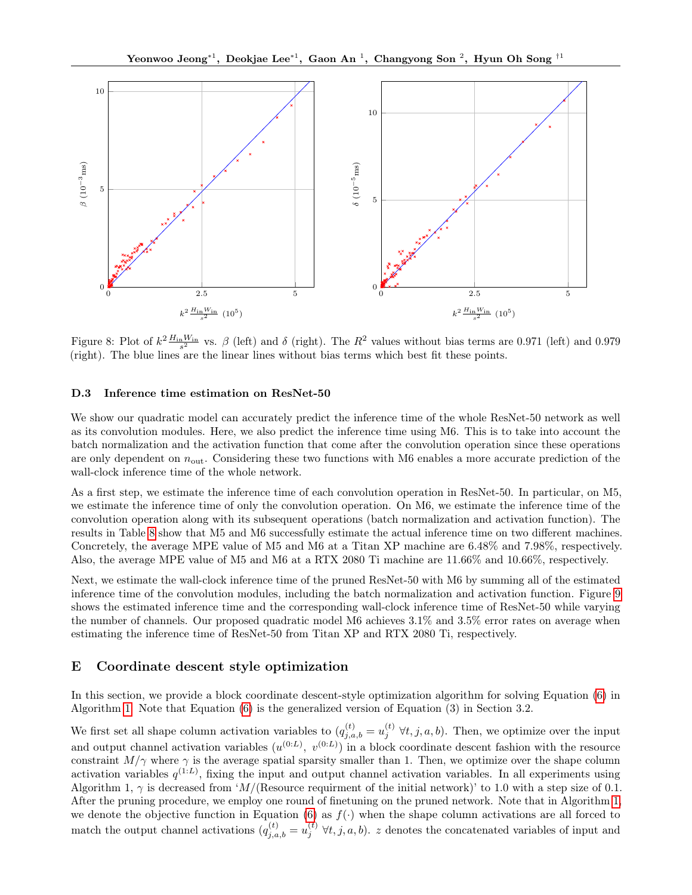Figure 8: Plot of $k^2 \frac{H_{\text{in}} W_{\text{in}}}{s^2}$ vs. $\beta$ (left) and $\delta$ (right). The $R^2$ values without bias terms are 0.971 (left) and 0.979 (right). The blue lines are the linear lines without bias terms which best fit these points.

### D.3 Inference time estimation on ResNet-50

We show our quadratic model can accurately predict the inference time of the whole ResNet-50 network as well as its convolution modules. Here, we also predict the inference time using M6. This is to take into account the batch normalization and the activation function that come after the convolution operation since these operations are only dependent on $n_{\text{out}}$. Considering these two functions with M6 enables a more accurate prediction of the wall-clock inference time of the whole network.

As a first step, we estimate the inference time of each convolution operation in ResNet-50. In particular, on M5, we estimate the inference time of only the convolution operation. On M6, we estimate the inference time of the convolution operation along with its subsequent operations (batch normalization and activation function). The results in Table 8 show that M5 and M6 successfully estimate the actual inference time on two different machines. Concretely, the average MPE value of M5 and M6 at a Titan XP machine are 6.48% and 7.98%, respectively. Also, the average MPE value of M5 and M6 at a RTX 2080 Ti machine are 11.66% and 10.66%, respectively.

Next, we estimate the wall-clock inference time of the pruned ResNet-50 with M6 by summing all of the estimated inference time of the convolution modules, including the batch normalization and activation function. Figure 9 shows the estimated inference time and the corresponding wall-clock inference time of ResNet-50 while varying the number of channels. Our proposed quadratic model M6 achieves 3.1% and 3.5% error rates on average when estimating the inference time of ResNet-50 from Titan XP and RTX 2080 Ti, respectively.

## E Coordinate descent style optimization

In this section, we provide a block coordinate descent-style optimization algorithm for solving Equation (6) in Algorithm 1. Note that Equation (6) is the generalized version of Equation (3) in Section 3.2.

We first set all shape column activation variables to ($q_{j,a,b}^{(t)} = u_j^{(t)}\ \forall t, j, a, b$). Then, we optimize over the input and output channel activation variables ($u^{(0:L)}$, $v^{(0:L)}$) in a block coordinate descent fashion with the resource constraint $M/\gamma$ where $\gamma$ is the average spatial sparsity smaller than 1. Then, we optimize over the shape column activation variables $q^{(1:L)}$, fixing the input and output channel activation variables. In all experiments using Algorithm 1, $\gamma$ is decreased from '$M$/(Resource requirment of the initial network)' to 1.0 with a step size of 0.1. After the pruning procedure, we employ one round of finetuning on the pruned network. Note that in Algorithm 1, we denote the objective function in Equation (6) as $f(\cdot)$ when the shape column activations are all forced to match the output channel activations ($q_{j,a,b}^{(t)} = u_j^{(t)}\ \forall t, j, a, b$). $z$ denotes the concatenated variables of input and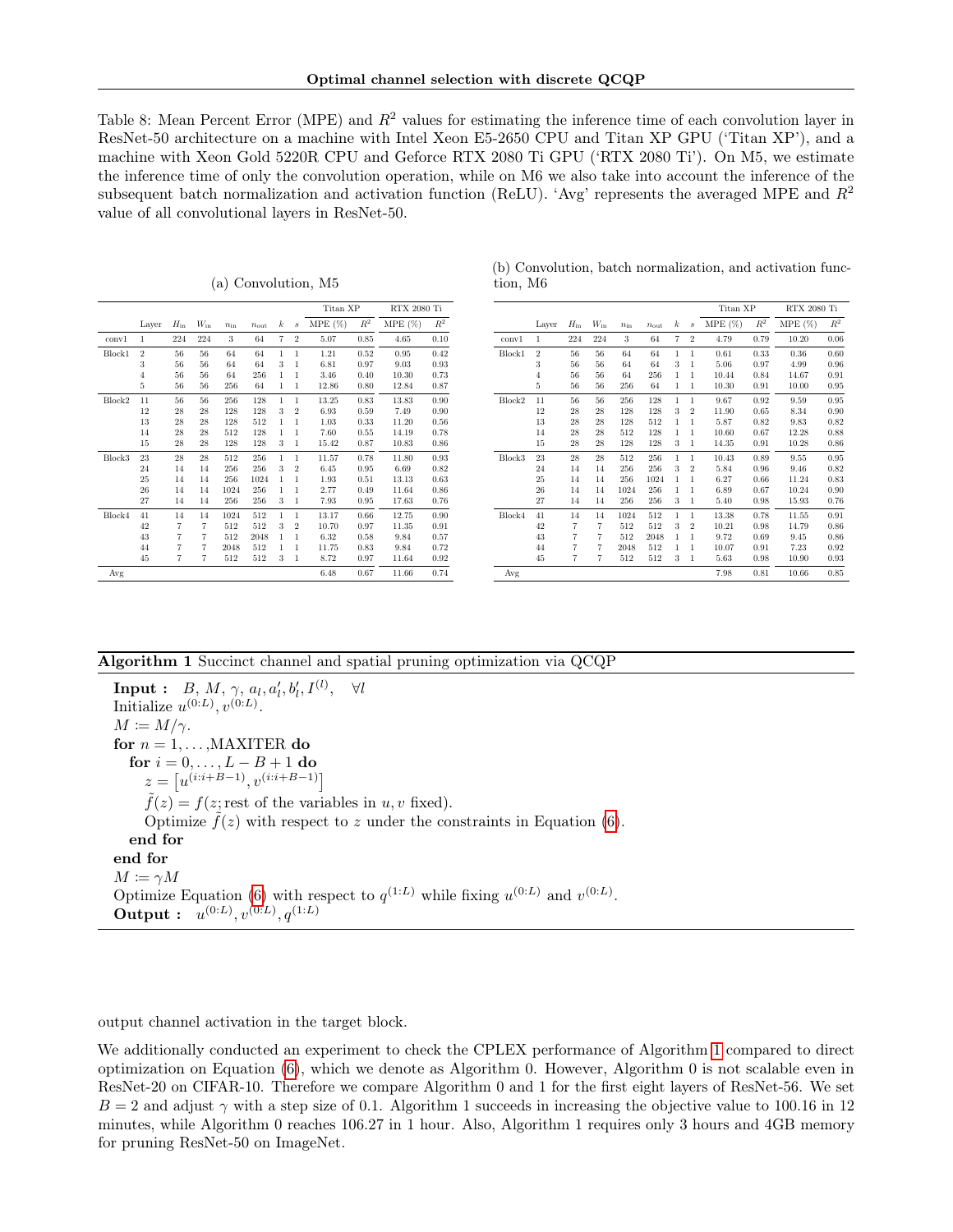Table 8: Mean Percent Error (MPE) and $R^2$ values for estimating the inference time of each convolution layer in ResNet-50 architecture on a machine with Intel Xeon E5-2650 CPU and Titan XP GPU ('Titan XP'), and a machine with Xeon Gold 5220R CPU and Geforce RTX 2080 Ti GPU ('RTX 2080 Ti'). On M5, we estimate the inference time of only the convolution operation, while on M6 we also take into account the inference of the subsequent batch normalization and activation function (ReLU). 'Avg' represents the averaged MPE and $R^2$ value of all convolutional layers in ResNet-50.

(a) Convolution, M5

| | | | | | | | | Titan XP | | RTX 2080 Ti | |
|---|---|---|---|---|---|---|---|---|---|---|---|
| | Layer | $H_{\text{in}}$ | $W_{\text{in}}$ | $n_{\text{in}}$ | $n_{\text{out}}$ | $k$ | $s$ | MPE (%) | $R^2$ | MPE (%) | $R^2$ |
| conv1 | 1 | 224 | 224 | 3 | 64 | 7 | 2 | 5.07 | 0.85 | 4.65 | 0.10 |
| Block1 | 2 | 56 | 56 | 64 | 64 | 1 | 1 | 1.21 | 0.52 | 0.95 | 0.42 |
| | 3 | 56 | 56 | 64 | 64 | 3 | 1 | 6.81 | 0.97 | 9.03 | 0.93 |
| | 4 | 56 | 56 | 64 | 256 | 1 | 1 | 3.46 | 0.40 | 10.30 | 0.73 |
| | 5 | 56 | 56 | 256 | 64 | 1 | 1 | 12.86 | 0.80 | 12.84 | 0.87 |
| Block2 | 11 | 56 | 56 | 256 | 128 | 1 | 1 | 13.25 | 0.83 | 13.83 | 0.90 |
| | 12 | 28 | 28 | 128 | 128 | 3 | 2 | 6.93 | 0.59 | 7.49 | 0.90 |
| | 13 | 28 | 28 | 128 | 512 | 1 | 1 | 1.03 | 0.33 | 11.20 | 0.56 |
| | 14 | 28 | 28 | 512 | 128 | 1 | 1 | 7.60 | 0.55 | 14.19 | 0.78 |
| | 15 | 28 | 28 | 128 | 128 | 3 | 1 | 15.42 | 0.87 | 10.83 | 0.86 |
| Block3 | 23 | 28 | 28 | 512 | 256 | 1 | 1 | 11.57 | 0.78 | 11.80 | 0.93 |
| | 24 | 14 | 14 | 256 | 256 | 3 | 2 | 6.45 | 0.95 | 6.69 | 0.82 |
| | 25 | 14 | 14 | 256 | 1024 | 1 | 1 | 1.93 | 0.51 | 13.13 | 0.63 |
| | 26 | 14 | 14 | 1024 | 256 | 1 | 1 | 2.77 | 0.49 | 11.64 | 0.86 |
| | 27 | 14 | 14 | 256 | 256 | 3 | 1 | 7.93 | 0.95 | 17.63 | 0.76 |
| Block4 | 41 | 14 | 14 | 1024 | 512 | 1 | 1 | 13.17 | 0.66 | 12.75 | 0.90 |
| | 42 | 7 | 7 | 512 | 512 | 3 | 2 | 10.70 | 0.97 | 11.35 | 0.91 |
| | 43 | 7 | 7 | 512 | 2048 | 1 | 1 | 6.32 | 0.58 | 9.84 | 0.57 |
| | 44 | 7 | 7 | 2048 | 512 | 1 | 1 | 11.75 | 0.83 | 9.84 | 0.72 |
| | 45 | 7 | 7 | 512 | 512 | 3 | 1 | 8.72 | 0.97 | 11.64 | 0.92 |
| Avg | | | | | | | | 6.48 | 0.67 | 11.66 | 0.74 |

(b) Convolution, batch normalization, and activation function, M6

| | | | | | | | | Titan XP | | RTX 2080 Ti | |
|---|---|---|---|---|---|---|---|---|---|---|---|
| | Layer | $H_{\text{in}}$ | $W_{\text{in}}$ | $n_{\text{in}}$ | $n_{\text{out}}$ | $k$ | $s$ | MPE (%) | $R^2$ | MPE (%) | $R^2$ |
| conv1 | 1 | 224 | 224 | 3 | 64 | 7 | 2 | 4.79 | 0.79 | 10.20 | 0.06 |
| Block1 | 2 | 56 | 56 | 64 | 64 | 1 | 1 | 0.61 | 0.33 | 0.36 | 0.60 |
| | 3 | 56 | 56 | 64 | 64 | 3 | 1 | 5.06 | 0.97 | 4.99 | 0.96 |
| | 4 | 56 | 56 | 64 | 256 | 1 | 1 | 10.44 | 0.84 | 14.67 | 0.91 |
| | 5 | 56 | 56 | 256 | 64 | 1 | 1 | 10.30 | 0.91 | 10.00 | 0.95 |
| Block2 | 11 | 56 | 56 | 256 | 128 | 1 | 1 | 9.67 | 0.92 | 9.59 | 0.95 |
| | 12 | 28 | 28 | 128 | 128 | 3 | 2 | 11.90 | 0.65 | 8.34 | 0.90 |
| | 13 | 28 | 28 | 128 | 512 | 1 | 1 | 5.87 | 0.82 | 9.83 | 0.82 |
| | 14 | 28 | 28 | 512 | 128 | 1 | 1 | 10.60 | 0.67 | 12.28 | 0.88 |
| | 15 | 28 | 28 | 128 | 128 | 3 | 1 | 14.35 | 0.91 | 10.28 | 0.86 |
| Block3 | 23 | 28 | 28 | 512 | 256 | 1 | 1 | 10.43 | 0.89 | 9.55 | 0.95 |
| | 24 | 14 | 14 | 256 | 256 | 3 | 2 | 5.84 | 0.96 | 9.46 | 0.82 |
| | 25 | 14 | 14 | 256 | 1024 | 1 | 1 | 6.27 | 0.66 | 11.24 | 0.83 |
| | 26 | 14 | 14 | 1024 | 256 | 1 | 1 | 6.89 | 0.67 | 10.24 | 0.90 |
| | 27 | 14 | 14 | 256 | 256 | 3 | 1 | 5.40 | 0.98 | 15.93 | 0.76 |
| Block4 | 41 | 14 | 14 | 1024 | 512 | 1 | 1 | 13.38 | 0.78 | 11.55 | 0.91 |
| | 42 | 7 | 7 | 512 | 512 | 3 | 2 | 10.21 | 0.98 | 14.79 | 0.86 |
| | 43 | 7 | 7 | 512 | 2048 | 1 | 1 | 9.72 | 0.69 | 9.45 | 0.86 |
| | 44 | 7 | 7 | 2048 | 512 | 1 | 1 | 10.07 | 0.91 | 7.23 | 0.92 |
| | 45 | 7 | 7 | 512 | 512 | 3 | 1 | 5.63 | 0.98 | 10.90 | 0.93 |
| Avg | | | | | | | | 7.98 | 0.81 | 10.66 | 0.85 |

**Algorithm 1** Succinct channel and spatial pruning optimization via QCQP

**Input :** $B,\ M,\ \gamma,\ a_l, a_l', b_l', I^{(l)}, \quad \forall l$
Initialize $u^{(0:L)}, v^{(0:L)}$.
$M \coloneqq M/\gamma$.
**for** $n = 1, \ldots,$ MAXITER **do**
  **for** $i = 0, \ldots, L - B + 1$ **do**
    $z = \left[u^{(i:i+B-1)}, v^{(i:i+B-1)}\right]$
    $\tilde{f}(z) = f(z;$ rest of the variables in $u, v$ fixed).
    Optimize $\tilde{f}(z)$ with respect to $z$ under the constraints in Equation (6).
  **end for**
**end for**
$M \coloneqq \gamma M$
Optimize Equation (6) with respect to $q^{(1:L)}$ while fixing $u^{(0:L)}$ and $v^{(0:L)}$.
**Output :** $u^{(0:L)}, v^{(0:L)}, q^{(1:L)}$

output channel activation in the target block.

We additionally conducted an experiment to check the CPLEX performance of Algorithm 1 compared to direct optimization on Equation (6), which we denote as Algorithm 0. However, Algorithm 0 is not scalable even in ResNet-20 on CIFAR-10. Therefore we compare Algorithm 0 and 1 for the first eight layers of ResNet-56. We set $B = 2$ and adjust $\gamma$ with a step size of 0.1. Algorithm 1 succeeds in increasing the objective value to 100.16 in 12 minutes, while Algorithm 0 reaches 106.27 in 1 hour. Also, Algorithm 1 requires only 3 hours and 4GB memory for pruning ResNet-50 on ImageNet.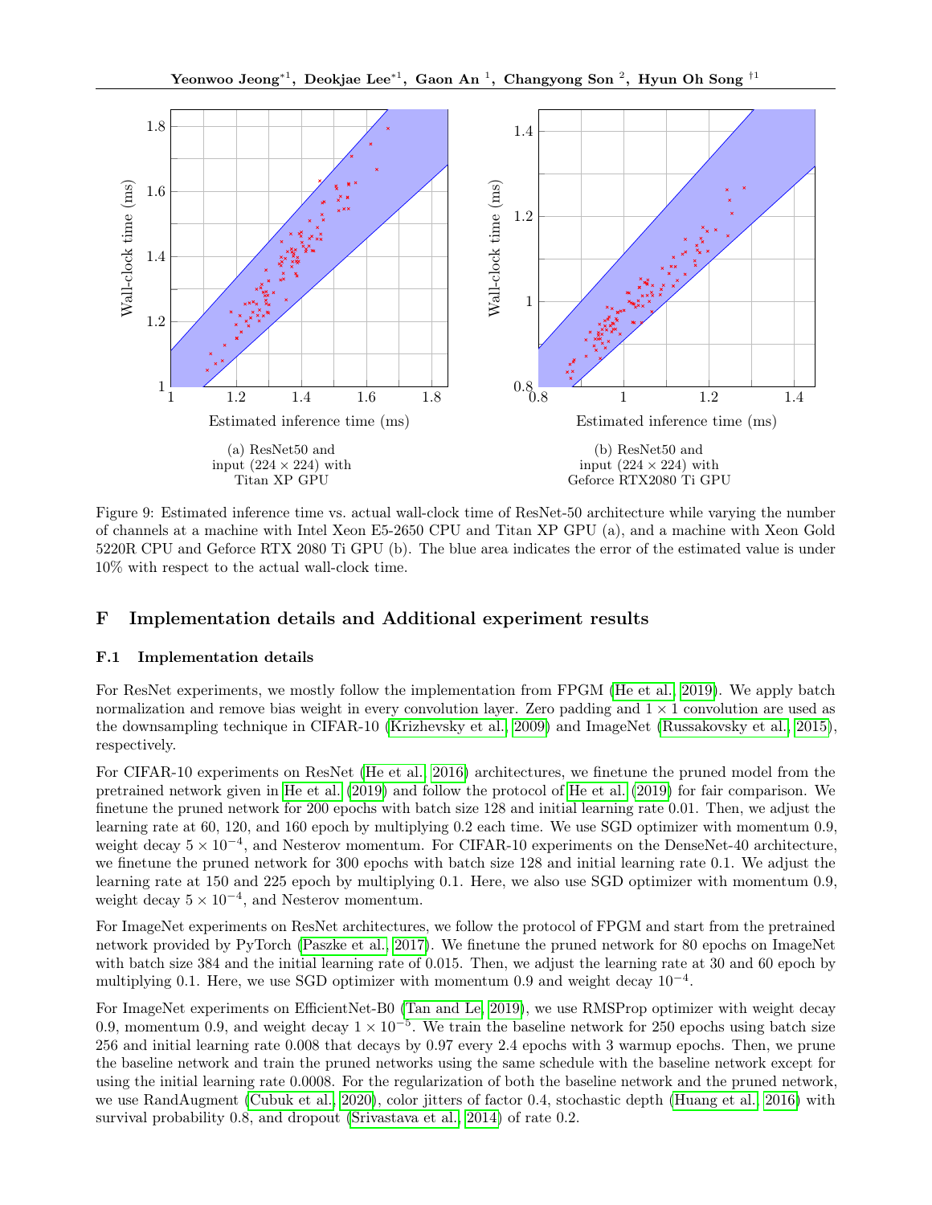(a) ResNet50 and input ($224 \times 224$) with Titan XP GPU

(b) ResNet50 and input ($224 \times 224$) with Geforce RTX2080 Ti GPU

Figure 9: Estimated inference time vs. actual wall-clock time of ResNet-50 architecture while varying the number of channels at a machine with Intel Xeon E5-2650 CPU and Titan XP GPU (a), and a machine with Xeon Gold 5220R CPU and Geforce RTX 2080 Ti GPU (b). The blue area indicates the error of the estimated value is under 10% with respect to the actual wall-clock time.

# F Implementation details and Additional experiment results

## F.1 Implementation details

For ResNet experiments, we mostly follow the implementation from FPGM (He et al., 2019). We apply batch normalization and remove bias weight in every convolution layer. Zero padding and $1 \times 1$ convolution are used as the downsampling technique in CIFAR-10 (Krizhevsky et al., 2009) and ImageNet (Russakovsky et al., 2015), respectively.

For CIFAR-10 experiments on ResNet (He et al., 2016) architectures, we finetune the pruned model from the pretrained network given in He et al. (2019) and follow the protocol of He et al. (2019) for fair comparison. We finetune the pruned network for 200 epochs with batch size 128 and initial learning rate 0.01. Then, we adjust the learning rate at 60, 120, and 160 epoch by multiplying 0.2 each time. We use SGD optimizer with momentum 0.9, weight decay $5 \times 10^{-4}$, and Nesterov momentum. For CIFAR-10 experiments on the DenseNet-40 architecture, we finetune the pruned network for 300 epochs with batch size 128 and initial learning rate 0.1. We adjust the learning rate at 150 and 225 epoch by multiplying 0.1. Here, we also use SGD optimizer with momentum 0.9, weight decay $5 \times 10^{-4}$, and Nesterov momentum.

For ImageNet experiments on ResNet architectures, we follow the protocol of FPGM and start from the pretrained network provided by PyTorch (Paszke et al., 2017). We finetune the pruned network for 80 epochs on ImageNet with batch size 384 and the initial learning rate of 0.015. Then, we adjust the learning rate at 30 and 60 epoch by multiplying 0.1. Here, we use SGD optimizer with momentum 0.9 and weight decay $10^{-4}$.

For ImageNet experiments on EfficientNet-B0 (Tan and Le, 2019), we use RMSProp optimizer with weight decay 0.9, momentum 0.9, and weight decay $1 \times 10^{-5}$. We train the baseline network for 250 epochs using batch size 256 and initial learning rate 0.008 that decays by 0.97 every 2.4 epochs with 3 warmup epochs. Then, we prune the baseline network and train the pruned networks using the same schedule with the baseline network except for using the initial learning rate 0.0008. For the regularization of both the baseline network and the pruned network, we use RandAugment (Cubuk et al., 2020), color jitters of factor 0.4, stochastic depth (Huang et al., 2016) with survival probability 0.8, and dropout (Srivastava et al., 2014) of rate 0.2.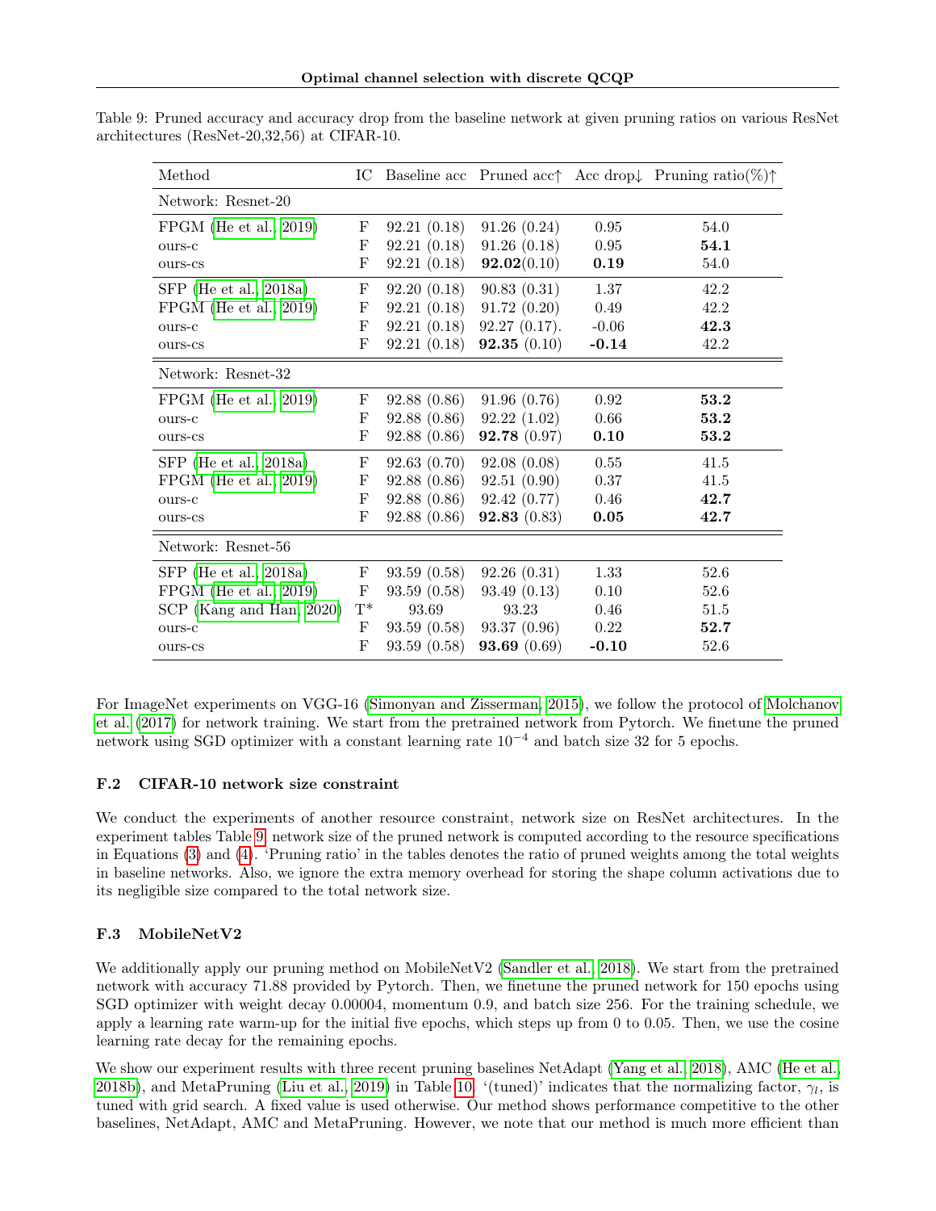Table 9: Pruned accuracy and accuracy drop from the baseline network at given pruning ratios on various ResNet architectures (ResNet-20,32,56) at CIFAR-10.

| Method | IC | Baseline acc | Pruned acc↑ | Acc drop↓ | Pruning ratio(%)↑ |
|---|---|---|---|---|---|
| **Network: Resnet-20** | | | | | |
| FPGM (He et al., 2019) | F | 92.21 (0.18) | 91.26 (0.24) | 0.95 | 54.0 |
| ours-c | F | 92.21 (0.18) | 91.26 (0.18) | 0.95 | **54.1** |
| ours-cs | F | 92.21 (0.18) | **92.02**(0.10) | **0.19** | 54.0 |
| SFP (He et al., 2018a) | F | 92.20 (0.18) | 90.83 (0.31) | 1.37 | 42.2 |
| FPGM (He et al., 2019) | F | 92.21 (0.18) | 91.72 (0.20) | 0.49 | 42.2 |
| ours-c | F | 92.21 (0.18) | 92.27 (0.17). | -0.06 | **42.3** |
| ours-cs | F | 92.21 (0.18) | **92.35** (0.10) | **-0.14** | 42.2 |
| **Network: Resnet-32** | | | | | |
| FPGM (He et al., 2019) | F | 92.88 (0.86) | 91.96 (0.76) | 0.92 | **53.2** |
| ours-c | F | 92.88 (0.86) | 92.22 (1.02) | 0.66 | **53.2** |
| ours-cs | F | 92.88 (0.86) | **92.78** (0.97) | **0.10** | **53.2** |
| SFP (He et al., 2018a) | F | 92.63 (0.70) | 92.08 (0.08) | 0.55 | 41.5 |
| FPGM (He et al., 2019) | F | 92.88 (0.86) | 92.51 (0.90) | 0.37 | 41.5 |
| ours-c | F | 92.88 (0.86) | 92.42 (0.77) | 0.46 | **42.7** |
| ours-cs | F | 92.88 (0.86) | **92.83** (0.83) | **0.05** | **42.7** |
| **Network: Resnet-56** | | | | | |
| SFP (He et al., 2018a) | F | 93.59 (0.58) | 92.26 (0.31) | 1.33 | 52.6 |
| FPGM (He et al., 2019) | F | 93.59 (0.58) | 93.49 (0.13) | 0.10 | 52.6 |
| SCP (Kang and Han, 2020) | T* | 93.69 | 93.23 | 0.46 | 51.5 |
| ours-c | F | 93.59 (0.58) | 93.37 (0.96) | 0.22 | **52.7** |
| ours-cs | F | 93.59 (0.58) | **93.69** (0.69) | **-0.10** | 52.6 |

For ImageNet experiments on VGG-16 (Simonyan and Zisserman, 2015), we follow the protocol of Molchanov et al. (2017) for network training. We start from the pretrained network from Pytorch. We finetune the pruned network using SGD optimizer with a constant learning rate $10^{-4}$ and batch size 32 for 5 epochs.

### F.2 CIFAR-10 network size constraint

We conduct the experiments of another resource constraint, network size on ResNet architectures. In the experiment tables Table 9, network size of the pruned network is computed according to the resource specifications in Equations (3) and (4). 'Pruning ratio' in the tables denotes the ratio of pruned weights among the total weights in baseline networks. Also, we ignore the extra memory overhead for storing the shape column activations due to its negligible size compared to the total network size.

### F.3 MobileNetV2

We additionally apply our pruning method on MobileNetV2 (Sandler et al., 2018). We start from the pretrained network with accuracy 71.88 provided by Pytorch. Then, we finetune the pruned network for 150 epochs using SGD optimizer with weight decay 0.00004, momentum 0.9, and batch size 256. For the training schedule, we apply a learning rate warm-up for the initial five epochs, which steps up from 0 to 0.05. Then, we use the cosine learning rate decay for the remaining epochs.

We show our experiment results with three recent pruning baselines NetAdapt (Yang et al., 2018), AMC (He et al., 2018b), and MetaPruning (Liu et al., 2019) in Table 10. '(tuned)' indicates that the normalizing factor, $\gamma_l$, is tuned with grid search. A fixed value is used otherwise. Our method shows performance competitive to the other baselines, NetAdapt, AMC and MetaPruning. However, we note that our method is much more efficient than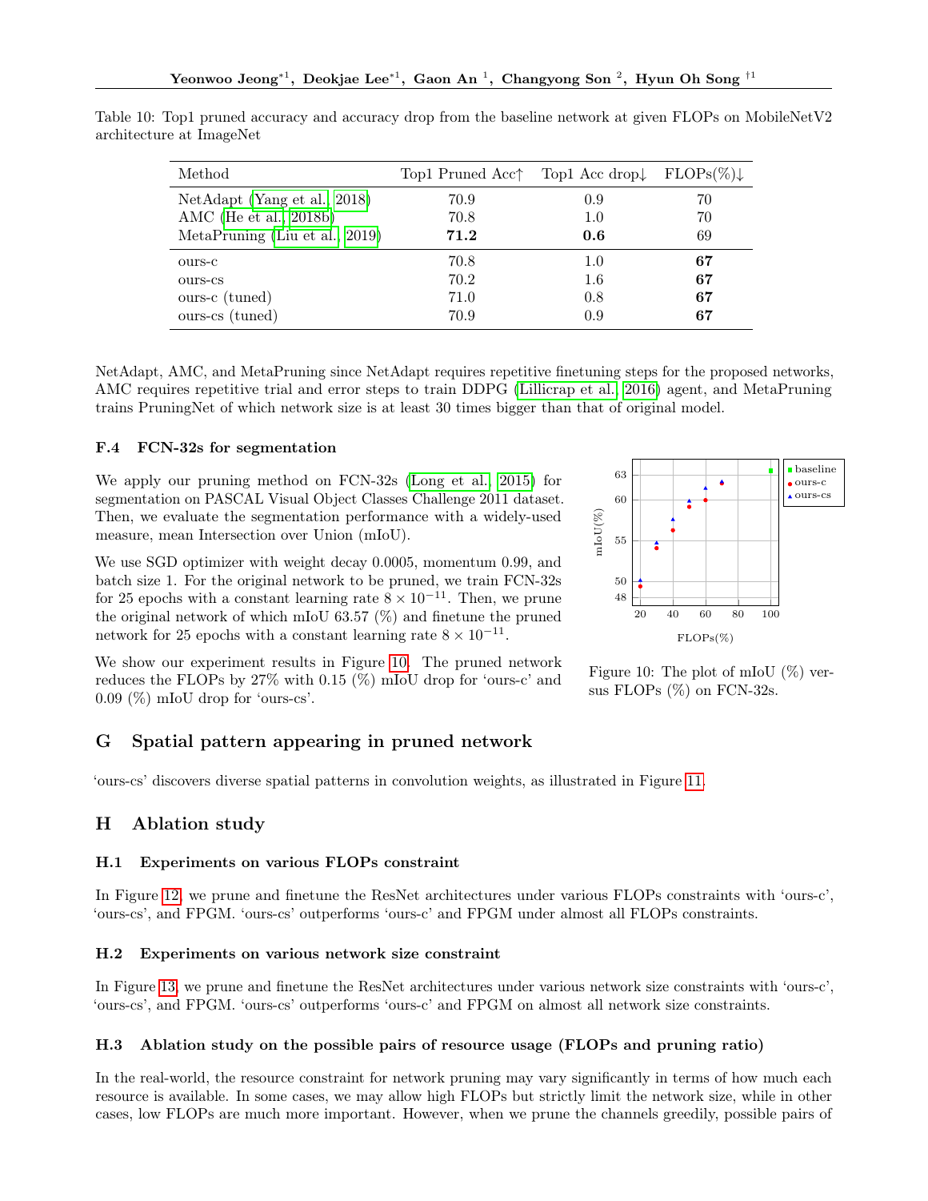Table 10: Top1 pruned accuracy and accuracy drop from the baseline network at given FLOPs on MobileNetV2 architecture at ImageNet

| Method | Top1 Pruned Acc↑ | Top1 Acc drop↓ | FLOPs(%)↓ |
|---|---|---|---|
| NetAdapt (Yang et al., 2018) | 70.9 | 0.9 | 70 |
| AMC (He et al., 2018b) | 70.8 | 1.0 | 70 |
| MetaPruning (Liu et al., 2019) | **71.2** | **0.6** | 69 |
| ours-c | 70.8 | 1.0 | **67** |
| ours-cs | 70.2 | 1.6 | **67** |
| ours-c (tuned) | 71.0 | 0.8 | **67** |
| ours-cs (tuned) | 70.9 | 0.9 | **67** |

NetAdapt, AMC, and MetaPruning since NetAdapt requires repetitive finetuning steps for the proposed networks, AMC requires repetitive trial and error steps to train DDPG (Lillicrap et al., 2016) agent, and MetaPruning trains PruningNet of which network size is at least 30 times bigger than that of original model.

### F.4 FCN-32s for segmentation

We apply our pruning method on FCN-32s (Long et al., 2015) for segmentation on PASCAL Visual Object Classes Challenge 2011 dataset. Then, we evaluate the segmentation performance with a widely-used measure, mean Intersection over Union (mIoU).

We use SGD optimizer with weight decay 0.0005, momentum 0.99, and batch size 1. For the original network to be pruned, we train FCN-32s for 25 epochs with a constant learning rate $8 \times 10^{-11}$. Then, we prune the original network of which mIoU 63.57 (%) and finetune the pruned network for 25 epochs with a constant learning rate $8 \times 10^{-11}$.

We show our experiment results in Figure 10. The pruned network reduces the FLOPs by 27% with 0.15 (%) mIoU drop for 'ours-c' and 0.09 (%) mIoU drop for 'ours-cs'.

Figure 10: The plot of mIoU (%) versus FLOPs (%) on FCN-32s.

## G Spatial pattern appearing in pruned network

'ours-cs' discovers diverse spatial patterns in convolution weights, as illustrated in Figure 11.

## H Ablation study

### H.1 Experiments on various FLOPs constraint

In Figure 12, we prune and finetune the ResNet architectures under various FLOPs constraints with 'ours-c', 'ours-cs', and FPGM. 'ours-cs' outperforms 'ours-c' and FPGM under almost all FLOPs constraints.

### H.2 Experiments on various network size constraint

In Figure 13, we prune and finetune the ResNet architectures under various network size constraints with 'ours-c', 'ours-cs', and FPGM. 'ours-cs' outperforms 'ours-c' and FPGM on almost all network size constraints.

### H.3 Ablation study on the possible pairs of resource usage (FLOPs and pruning ratio)

In the real-world, the resource constraint for network pruning may vary significantly in terms of how much each resource is available. In some cases, we may allow high FLOPs but strictly limit the network size, while in other cases, low FLOPs are much more important. However, when we prune the channels greedily, possible pairs of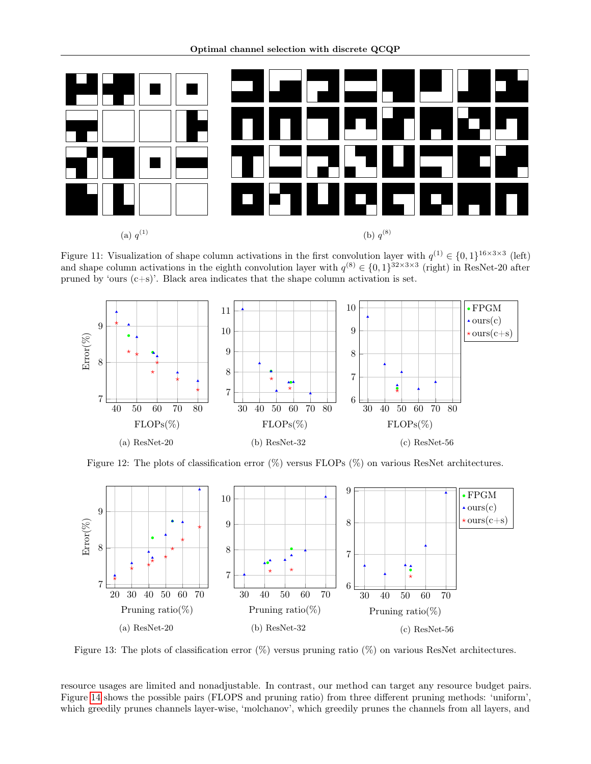(a) $q^{(1)}$

(b) $q^{(8)}$

Figure 11: Visualization of shape column activations in the first convolution layer with $q^{(1)} \in \{0,1\}^{16\times 3\times 3}$ (left) and shape column activations in the eighth convolution layer with $q^{(8)} \in \{0,1\}^{32\times 3\times 3}$ (right) in ResNet-20 after pruned by 'ours (c+s)'. Black area indicates that the shape column activation is set.

(a) ResNet-20

(b) ResNet-32

(c) ResNet-56

Figure 12: The plots of classification error (%) versus FLOPs (%) on various ResNet architectures.

(a) ResNet-20

(b) ResNet-32

(c) ResNet-56

Figure 13: The plots of classification error (%) versus pruning ratio (%) on various ResNet architectures.

resource usages are limited and nonadjustable. In contrast, our method can target any resource budget pairs. Figure 14 shows the possible pairs (FLOPS and pruning ratio) from three different pruning methods: 'uniform', which greedily prunes channels layer-wise, 'molchanov', which greedily prunes the channels from all layers, and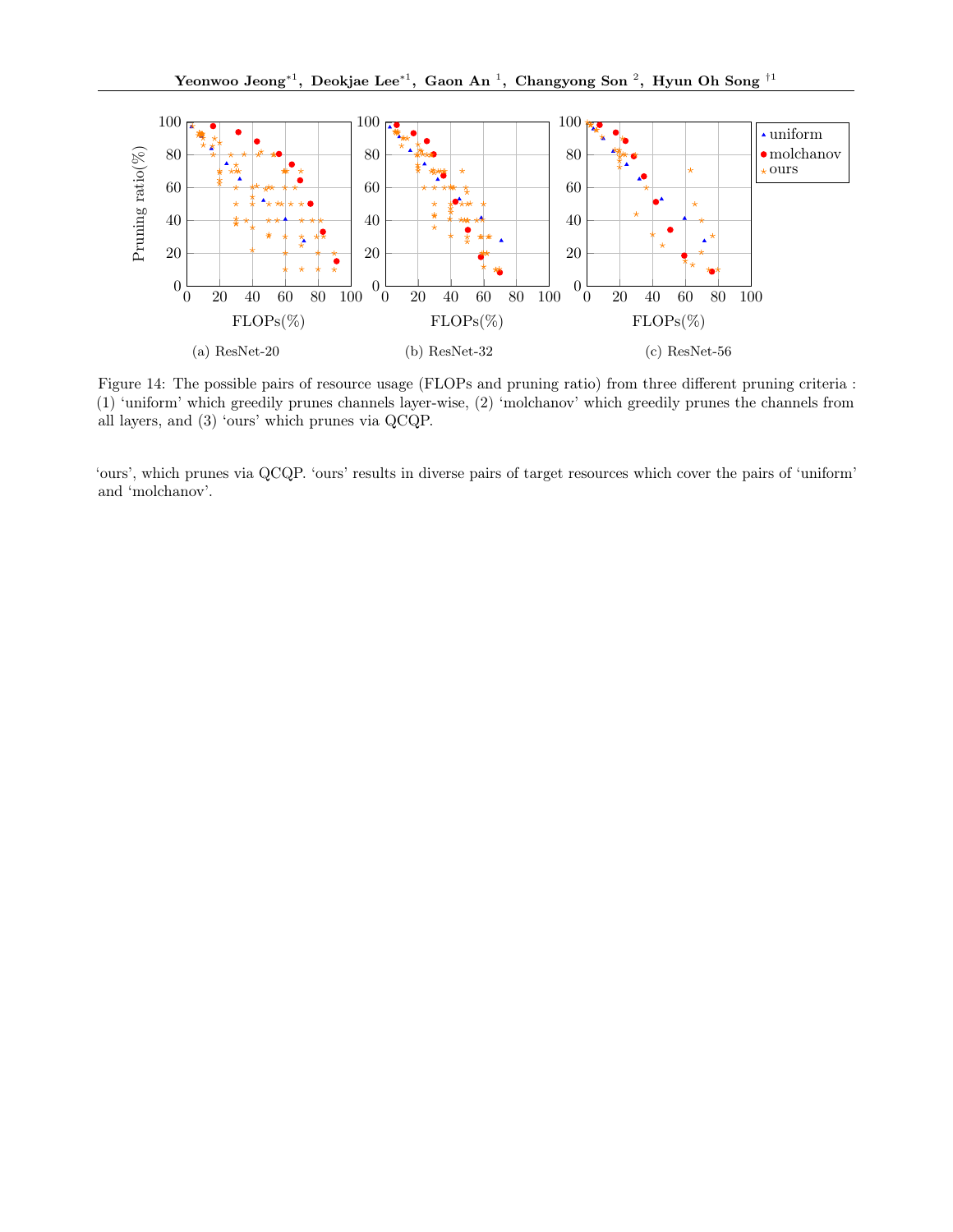Pruning ratio(%)

100
80
60
40
20
0

0 20 40 60 80 100

FLOPs(%)

(a) ResNet-20

100
80
60
40
20
0

0 20 40 60 80 100

FLOPs(%)

(b) ResNet-32

100
80
60
40
20
0

0 20 40 60 80 100

FLOPs(%)

(c) ResNet-56

uniform
molchanov
ours

Figure 14: The possible pairs of resource usage (FLOPs and pruning ratio) from three different pruning criteria : (1) 'uniform' which greedily prunes channels layer-wise, (2) 'molchanov' which greedily prunes the channels from all layers, and (3) 'ours' which prunes via QCQP.

'ours', which prunes via QCQP. 'ours' results in diverse pairs of target resources which cover the pairs of 'uniform' and 'molchanov'.